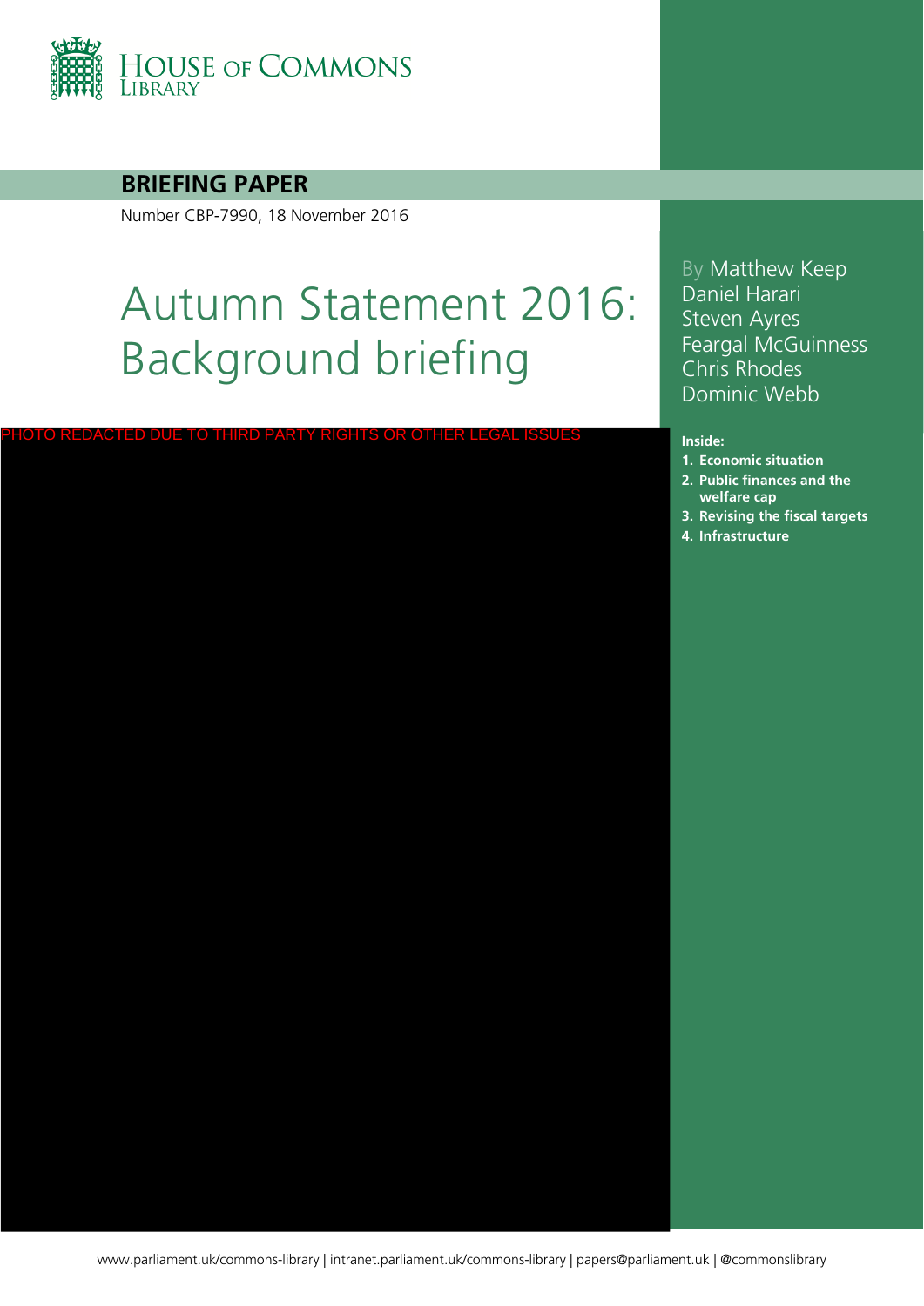House of Commons Library

**BRIEFING PAPER**

Number CBP-7990, 18 November 2016

# Autumn Statement 2016: Background briefing

By Matthew Keep
Daniel Harari
Steven Ayres
Feargal McGuinness
Chris Rhodes
Dominic Webb

PHOTO REDACTED DUE TO THIRD PARTY RIGHTS OR OTHER LEGAL ISSUES

**Inside:**

1. **Economic situation**
2. **Public finances and the welfare cap**
3. **Revising the fiscal targets**
4. **Infrastructure**

www.parliament.uk/commons-library | intranet.parliament.uk/commons-library | papers@parliament.uk | @commonslibrary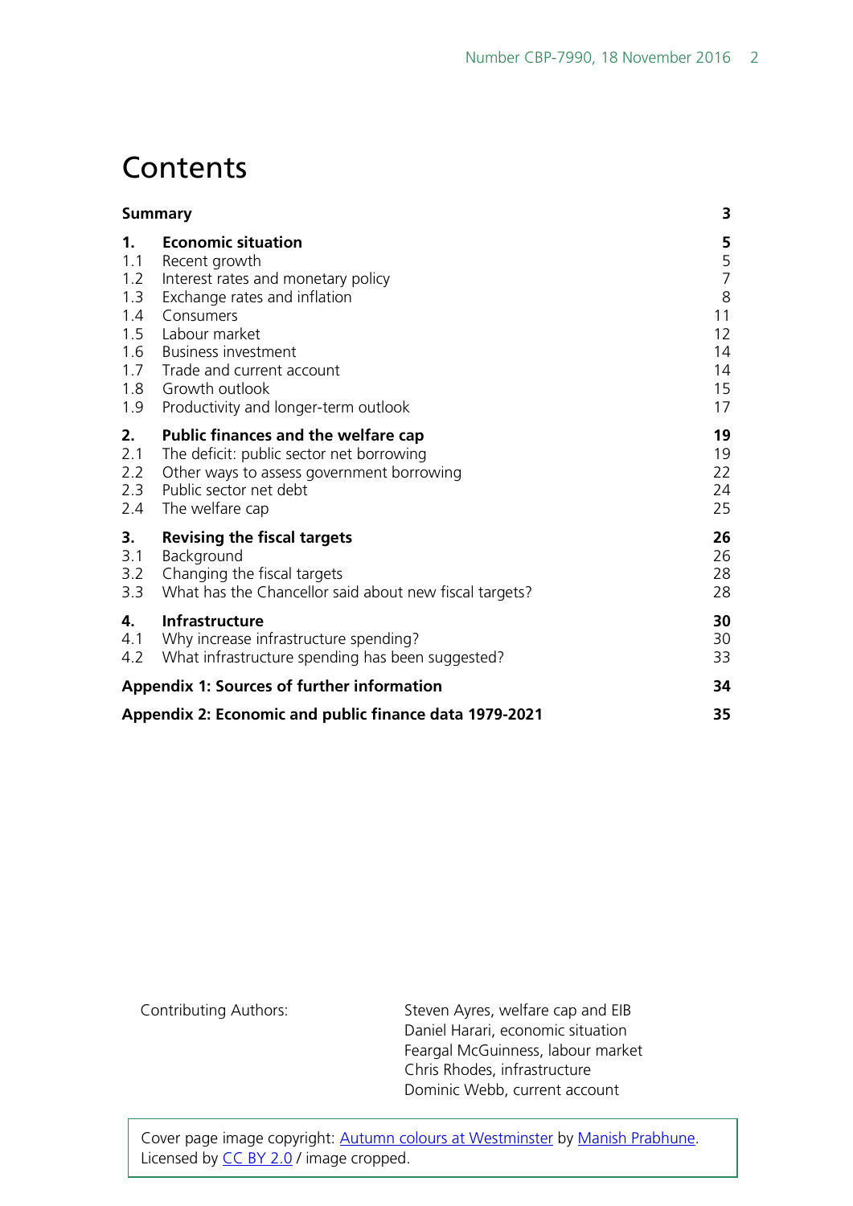# Contents

| | | |
|---|---|---|
| **Summary** | | **3** |
| **1.** | **Economic situation** | **5** |
| 1.1 | Recent growth | 5 |
| 1.2 | Interest rates and monetary policy | 7 |
| 1.3 | Exchange rates and inflation | 8 |
| 1.4 | Consumers | 11 |
| 1.5 | Labour market | 12 |
| 1.6 | Business investment | 14 |
| 1.7 | Trade and current account | 14 |
| 1.8 | Growth outlook | 15 |
| 1.9 | Productivity and longer-term outlook | 17 |
| **2.** | **Public finances and the welfare cap** | **19** |
| 2.1 | The deficit: public sector net borrowing | 19 |
| 2.2 | Other ways to assess government borrowing | 22 |
| 2.3 | Public sector net debt | 24 |
| 2.4 | The welfare cap | 25 |
| **3.** | **Revising the fiscal targets** | **26** |
| 3.1 | Background | 26 |
| 3.2 | Changing the fiscal targets | 28 |
| 3.3 | What has the Chancellor said about new fiscal targets? | 28 |
| **4.** | **Infrastructure** | **30** |
| 4.1 | Why increase infrastructure spending? | 30 |
| 4.2 | What infrastructure spending has been suggested? | 33 |
| **Appendix 1: Sources of further information** | | **34** |
| **Appendix 2: Economic and public finance data 1979-2021** | | **35** |

Contributing Authors:

Steven Ayres, welfare cap and EIB
Daniel Harari, economic situation
Feargal McGuinness, labour market
Chris Rhodes, infrastructure
Dominic Webb, current account

Cover page image copyright: Autumn colours at Westminster by Manish Prabhune. Licensed by CC BY 2.0 / image cropped.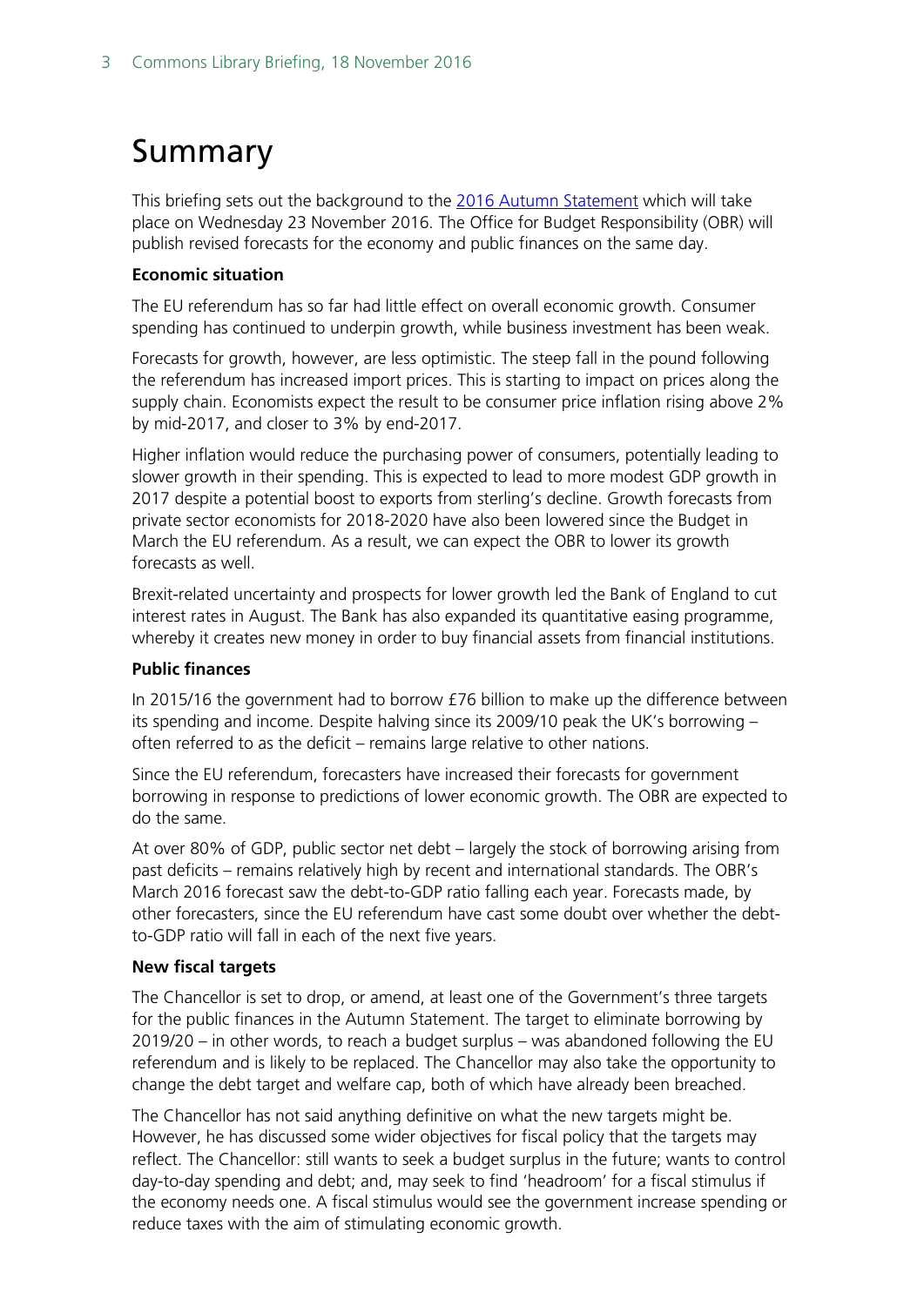# Summary

This briefing sets out the background to the [2016 Autumn Statement](#) which will take place on Wednesday 23 November 2016. The Office for Budget Responsibility (OBR) will publish revised forecasts for the economy and public finances on the same day.

**Economic situation**

The EU referendum has so far had little effect on overall economic growth. Consumer spending has continued to underpin growth, while business investment has been weak.

Forecasts for growth, however, are less optimistic. The steep fall in the pound following the referendum has increased import prices. This is starting to impact on prices along the supply chain. Economists expect the result to be consumer price inflation rising above 2% by mid-2017, and closer to 3% by end-2017.

Higher inflation would reduce the purchasing power of consumers, potentially leading to slower growth in their spending. This is expected to lead to more modest GDP growth in 2017 despite a potential boost to exports from sterling's decline. Growth forecasts from private sector economists for 2018-2020 have also been lowered since the Budget in March the EU referendum. As a result, we can expect the OBR to lower its growth forecasts as well.

Brexit-related uncertainty and prospects for lower growth led the Bank of England to cut interest rates in August. The Bank has also expanded its quantitative easing programme, whereby it creates new money in order to buy financial assets from financial institutions.

**Public finances**

In 2015/16 the government had to borrow £76 billion to make up the difference between its spending and income. Despite halving since its 2009/10 peak the UK's borrowing – often referred to as the deficit – remains large relative to other nations.

Since the EU referendum, forecasters have increased their forecasts for government borrowing in response to predictions of lower economic growth. The OBR are expected to do the same.

At over 80% of GDP, public sector net debt – largely the stock of borrowing arising from past deficits – remains relatively high by recent and international standards. The OBR's March 2016 forecast saw the debt-to-GDP ratio falling each year. Forecasts made, by other forecasters, since the EU referendum have cast some doubt over whether the debt-to-GDP ratio will fall in each of the next five years.

**New fiscal targets**

The Chancellor is set to drop, or amend, at least one of the Government's three targets for the public finances in the Autumn Statement. The target to eliminate borrowing by 2019/20 – in other words, to reach a budget surplus – was abandoned following the EU referendum and is likely to be replaced. The Chancellor may also take the opportunity to change the debt target and welfare cap, both of which have already been breached.

The Chancellor has not said anything definitive on what the new targets might be. However, he has discussed some wider objectives for fiscal policy that the targets may reflect. The Chancellor: still wants to seek a budget surplus in the future; wants to control day-to-day spending and debt; and, may seek to find 'headroom' for a fiscal stimulus if the economy needs one. A fiscal stimulus would see the government increase spending or reduce taxes with the aim of stimulating economic growth.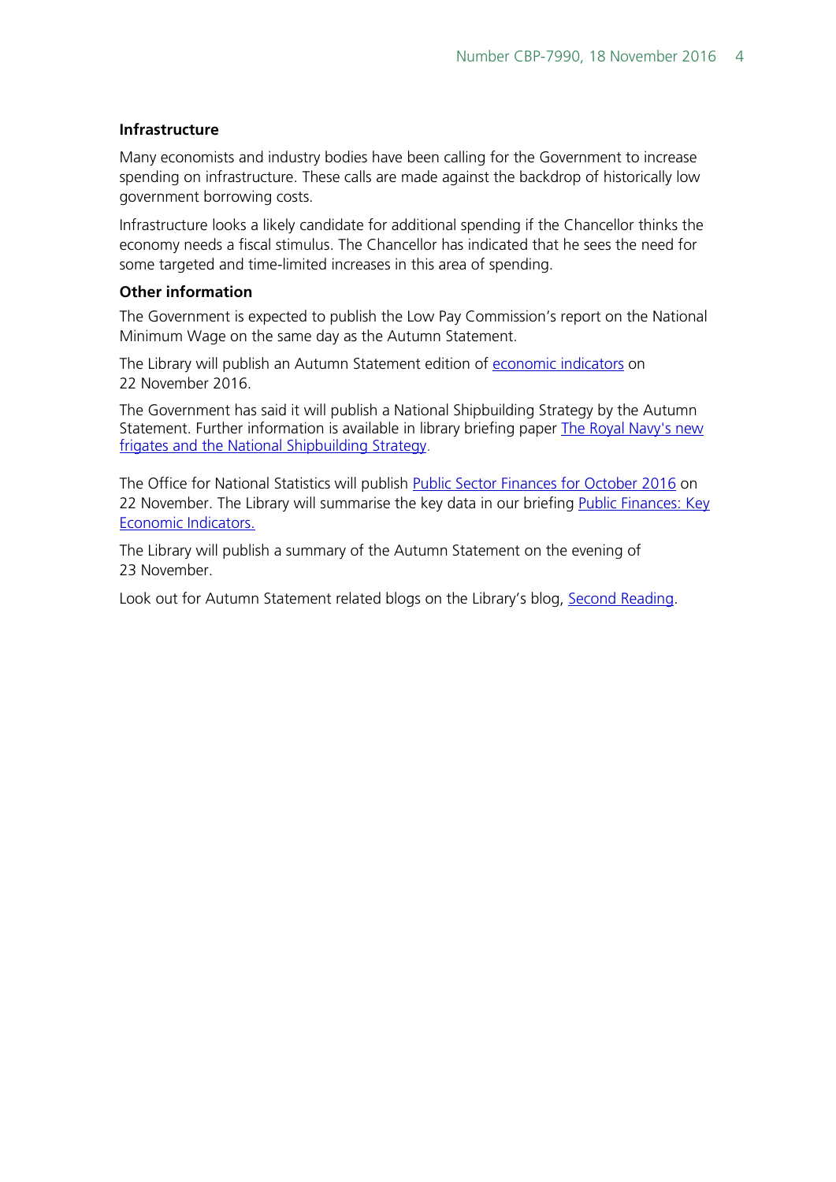### Infrastructure

Many economists and industry bodies have been calling for the Government to increase spending on infrastructure. These calls are made against the backdrop of historically low government borrowing costs.

Infrastructure looks a likely candidate for additional spending if the Chancellor thinks the economy needs a fiscal stimulus. The Chancellor has indicated that he sees the need for some targeted and time-limited increases in this area of spending.

### Other information

The Government is expected to publish the Low Pay Commission's report on the National Minimum Wage on the same day as the Autumn Statement.

The Library will publish an Autumn Statement edition of economic indicators on 22 November 2016.

The Government has said it will publish a National Shipbuilding Strategy by the Autumn Statement. Further information is available in library briefing paper The Royal Navy's new frigates and the National Shipbuilding Strategy.

The Office for National Statistics will publish Public Sector Finances for October 2016 on 22 November. The Library will summarise the key data in our briefing Public Finances: Key Economic Indicators.

The Library will publish a summary of the Autumn Statement on the evening of 23 November.

Look out for Autumn Statement related blogs on the Library's blog, Second Reading.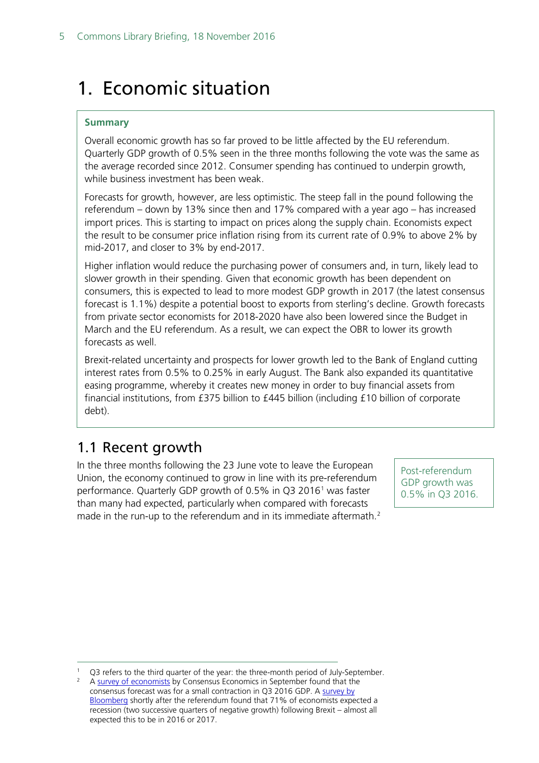# 1. Economic situation

**Summary**

Overall economic growth has so far proved to be little affected by the EU referendum. Quarterly GDP growth of 0.5% seen in the three months following the vote was the same as the average recorded since 2012. Consumer spending has continued to underpin growth, while business investment has been weak.

Forecasts for growth, however, are less optimistic. The steep fall in the pound following the referendum – down by 13% since then and 17% compared with a year ago – has increased import prices. This is starting to impact on prices along the supply chain. Economists expect the result to be consumer price inflation rising from its current rate of 0.9% to above 2% by mid-2017, and closer to 3% by end-2017.

Higher inflation would reduce the purchasing power of consumers and, in turn, likely lead to slower growth in their spending. Given that economic growth has been dependent on consumers, this is expected to lead to more modest GDP growth in 2017 (the latest consensus forecast is 1.1%) despite a potential boost to exports from sterling's decline. Growth forecasts from private sector economists for 2018-2020 have also been lowered since the Budget in March and the EU referendum. As a result, we can expect the OBR to lower its growth forecasts as well.

Brexit-related uncertainty and prospects for lower growth led to the Bank of England cutting interest rates from 0.5% to 0.25% in early August. The Bank also expanded its quantitative easing programme, whereby it creates new money in order to buy financial assets from financial institutions, from £375 billion to £445 billion (including £10 billion of corporate debt).

## 1.1 Recent growth

Post-referendum GDP growth was 0.5% in Q3 2016.

In the three months following the 23 June vote to leave the European Union, the economy continued to grow in line with its pre-referendum performance. Quarterly GDP growth of 0.5% in Q3 2016[1] was faster than many had expected, particularly when compared with forecasts made in the run-up to the referendum and in its immediate aftermath.[2]

---

1 Q3 refers to the third quarter of the year: the three-month period of July-September.

2 A survey of economists by Consensus Economics in September found that the consensus forecast was for a small contraction in Q3 2016 GDP. A survey by Bloomberg shortly after the referendum found that 71% of economists expected a recession (two successive quarters of negative growth) following Brexit – almost all expected this to be in 2016 or 2017.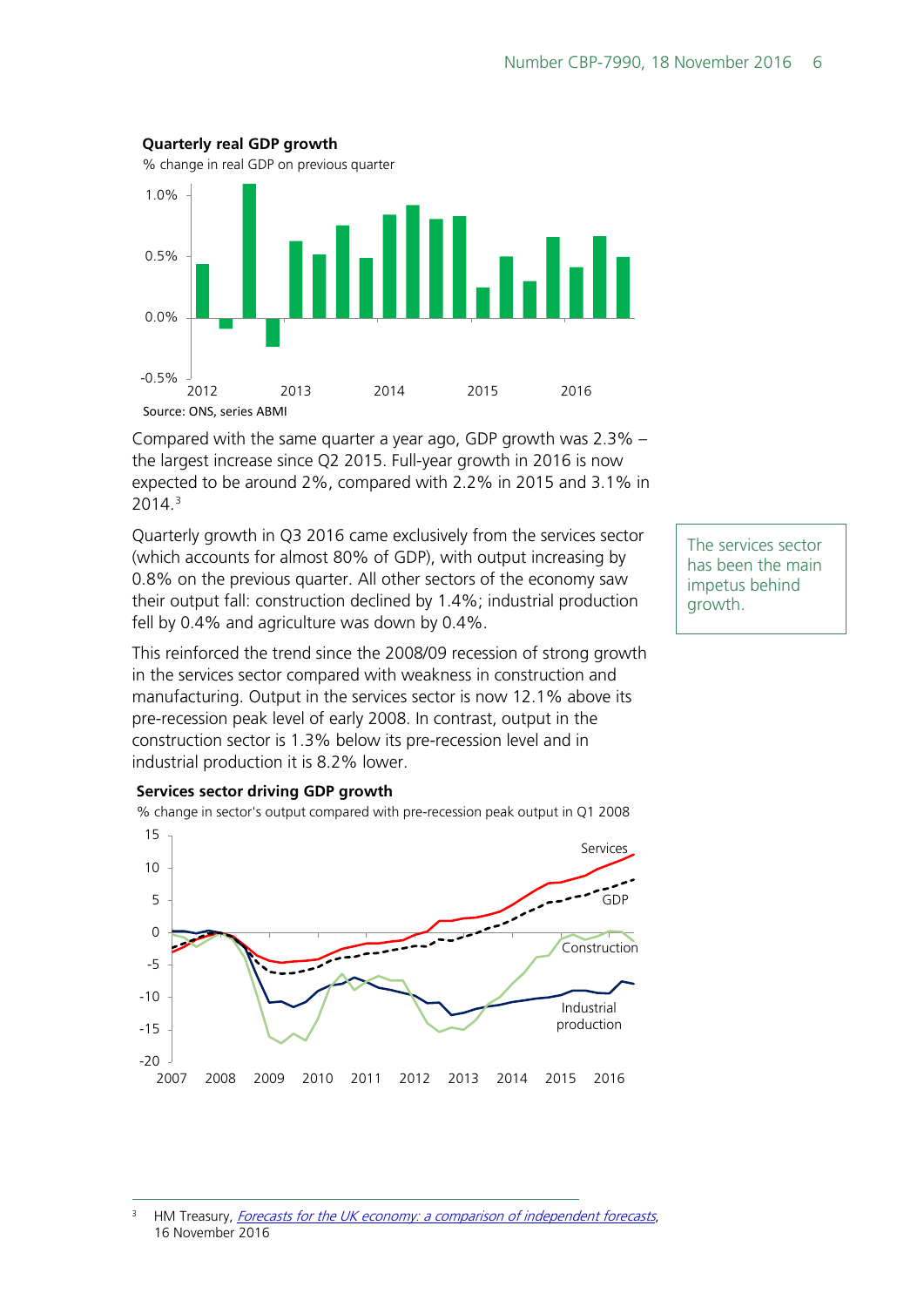**Quarterly real GDP growth**

% change in real GDP on previous quarter

Source: ONS, series ABMI

Compared with the same quarter a year ago, GDP growth was 2.3% – the largest increase since Q2 2015. Full-year growth in 2016 is now expected to be around 2%, compared with 2.2% in 2015 and 3.1% in 2014.[3]

Quarterly growth in Q3 2016 came exclusively from the services sector (which accounts for almost 80% of GDP), with output increasing by 0.8% on the previous quarter. All other sectors of the economy saw their output fall: construction declined by 1.4%; industrial production fell by 0.4% and agriculture was down by 0.4%.

The services sector has been the main impetus behind growth.

This reinforced the trend since the 2008/09 recession of strong growth in the services sector compared with weakness in construction and manufacturing. Output in the services sector is now 12.1% above its pre-recession peak level of early 2008. In contrast, output in the construction sector is 1.3% below its pre-recession level and in industrial production it is 8.2% lower.

**Services sector driving GDP growth**

% change in sector's output compared with pre-recession peak output in Q1 2008

---

[3] HM Treasury, *Forecasts for the UK economy: a comparison of independent forecasts*, 16 November 2016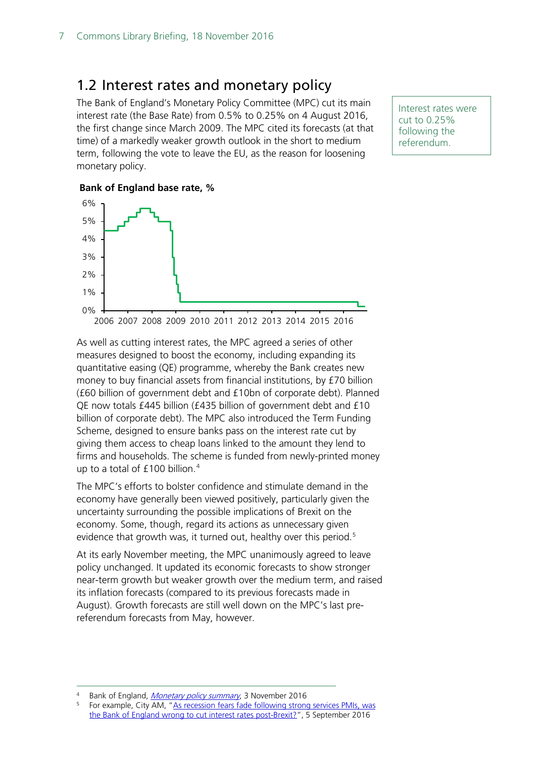## 1.2 Interest rates and monetary policy

The Bank of England's Monetary Policy Committee (MPC) cut its main interest rate (the Base Rate) from 0.5% to 0.25% on 4 August 2016, the first change since March 2009. The MPC cited its forecasts (at that time) of a markedly weaker growth outlook in the short to medium term, following the vote to leave the EU, as the reason for loosening monetary policy.

Interest rates were cut to 0.25% following the referendum.

**Bank of England base rate, %**

As well as cutting interest rates, the MPC agreed a series of other measures designed to boost the economy, including expanding its quantitative easing (QE) programme, whereby the Bank creates new money to buy financial assets from financial institutions, by £70 billion (£60 billion of government debt and £10bn of corporate debt). Planned QE now totals £445 billion (£435 billion of government debt and £10 billion of corporate debt). The MPC also introduced the Term Funding Scheme, designed to ensure banks pass on the interest rate cut by giving them access to cheap loans linked to the amount they lend to firms and households. The scheme is funded from newly-printed money up to a total of £100 billion.[4]

The MPC's efforts to bolster confidence and stimulate demand in the economy have generally been viewed positively, particularly given the uncertainty surrounding the possible implications of Brexit on the economy. Some, though, regard its actions as unnecessary given evidence that growth was, it turned out, healthy over this period.[5]

At its early November meeting, the MPC unanimously agreed to leave policy unchanged. It updated its economic forecasts to show stronger near-term growth but weaker growth over the medium term, and raised its inflation forecasts (compared to its previous forecasts made in August). Growth forecasts are still well down on the MPC's last pre-referendum forecasts from May, however.

---

[4] Bank of England, *Monetary policy summary*, 3 November 2016

[5] For example, City AM, "As recession fears fade following strong services PMIs, was the Bank of England wrong to cut interest rates post-Brexit?", 5 September 2016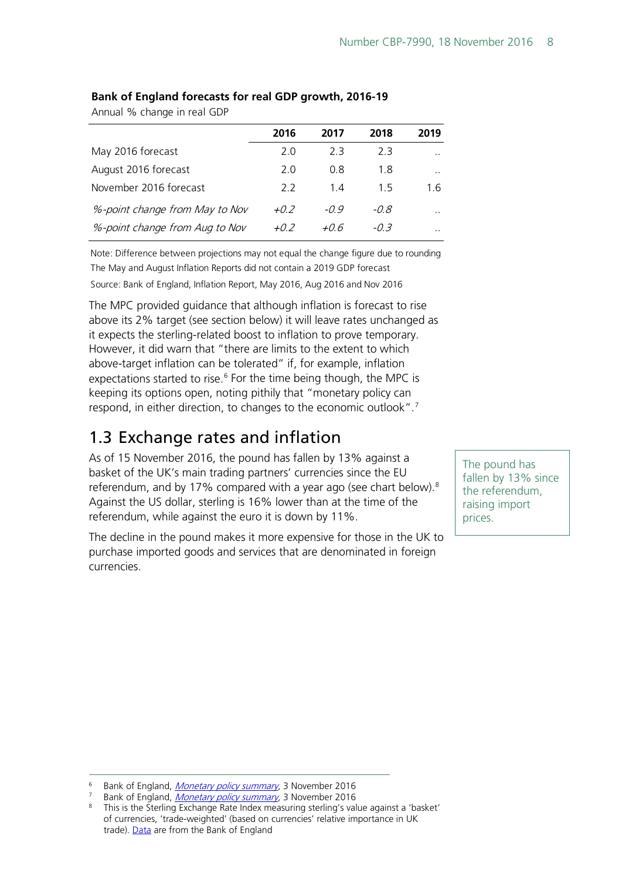**Bank of England forecasts for real GDP growth, 2016-19**

Annual % change in real GDP

| | 2016 | 2017 | 2018 | 2019 |
|---|---|---|---|---|
| May 2016 forecast | 2.0 | 2.3 | 2.3 | .. |
| August 2016 forecast | 2.0 | 0.8 | 1.8 | .. |
| November 2016 forecast | 2.2 | 1.4 | 1.5 | 1.6 |
| *%-point change from May to Nov* | *+0.2* | *-0.9* | *-0.8* | .. |
| *%-point change from Aug to Nov* | *+0.2* | *+0.6* | *-0.3* | .. |

Note: Difference between projections may not equal the change figure due to rounding
The May and August Inflation Reports did not contain a 2019 GDP forecast
Source: Bank of England, Inflation Report, May 2016, Aug 2016 and Nov 2016

The MPC provided guidance that although inflation is forecast to rise above its 2% target (see section below) it will leave rates unchanged as it expects the sterling-related boost to inflation to prove temporary. However, it did warn that "there are limits to the extent to which above-target inflation can be tolerated" if, for example, inflation expectations started to rise.[6] For the time being though, the MPC is keeping its options open, noting pithily that "monetary policy can respond, in either direction, to changes to the economic outlook".[7]

## 1.3 Exchange rates and inflation

As of 15 November 2016, the pound has fallen by 13% against a basket of the UK's main trading partners' currencies since the EU referendum, and by 17% compared with a year ago (see chart below).[8] Against the US dollar, sterling is 16% lower than at the time of the referendum, while against the euro it is down by 11%.

The pound has fallen by 13% since the referendum, raising import prices.

The decline in the pound makes it more expensive for those in the UK to purchase imported goods and services that are denominated in foreign currencies.

[6] Bank of England, *Monetary policy summary*, 3 November 2016
[7] Bank of England, *Monetary policy summary*, 3 November 2016
[8] This is the Sterling Exchange Rate Index measuring sterling's value against a 'basket' of currencies, 'trade-weighted' (based on currencies' relative importance in UK trade). Data are from the Bank of England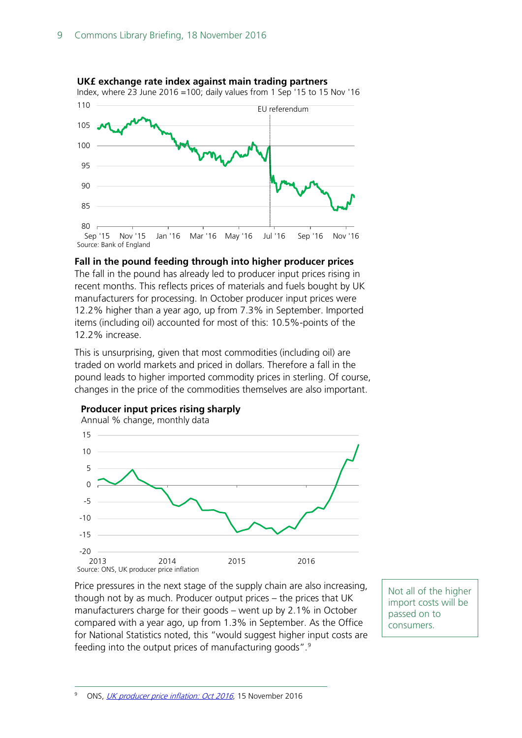**UK£ exchange rate index against main trading partners**

Index, where 23 June 2016 =100; daily values from 1 Sep '15 to 15 Nov '16

Source: Bank of England

### Fall in the pound feeding through into higher producer prices

The fall in the pound has already led to producer input prices rising in recent months. This reflects prices of materials and fuels bought by UK manufacturers for processing. In October producer input prices were 12.2% higher than a year ago, up from 7.3% in September. Imported items (including oil) accounted for most of this: 10.5%-points of the 12.2% increase.

This is unsurprising, given that most commodities (including oil) are traded on world markets and priced in dollars. Therefore a fall in the pound leads to higher imported commodity prices in sterling. Of course, changes in the price of the commodities themselves are also important.

**Producer input prices rising sharply**

Annual % change, monthly data

Source: ONS, UK producer price inflation

Price pressures in the next stage of the supply chain are also increasing, though not by as much. Producer output prices – the prices that UK manufacturers charge for their goods – went up by 2.1% in October compared with a year ago, up from 1.3% in September. As the Office for National Statistics noted, this "would suggest higher input costs are feeding into the output prices of manufacturing goods".[9]

Not all of the higher import costs will be passed on to consumers.

[9] ONS, *UK producer price inflation: Oct 2016*, 15 November 2016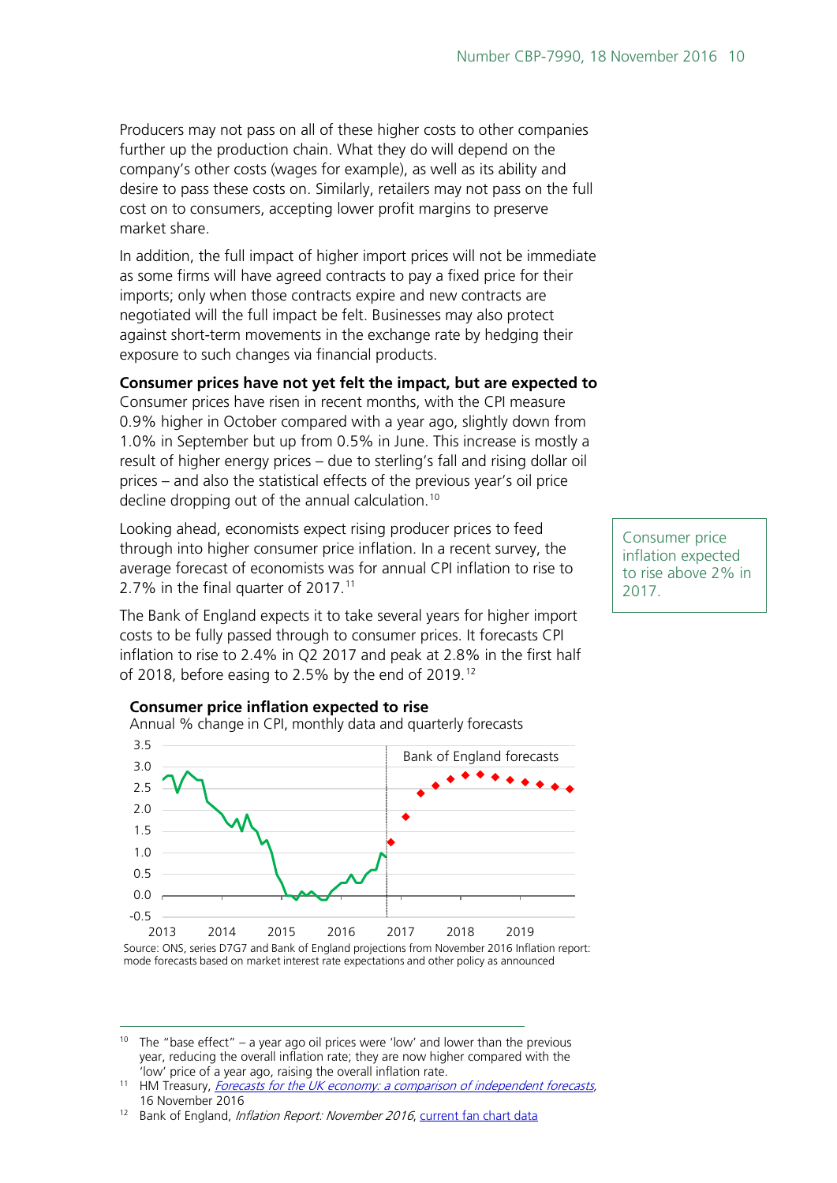Producers may not pass on all of these higher costs to other companies further up the production chain. What they do will depend on the company's other costs (wages for example), as well as its ability and desire to pass these costs on. Similarly, retailers may not pass on the full cost on to consumers, accepting lower profit margins to preserve market share.

In addition, the full impact of higher import prices will not be immediate as some firms will have agreed contracts to pay a fixed price for their imports; only when those contracts expire and new contracts are negotiated will the full impact be felt. Businesses may also protect against short-term movements in the exchange rate by hedging their exposure to such changes via financial products.

**Consumer prices have not yet felt the impact, but are expected to**

Consumer prices have risen in recent months, with the CPI measure 0.9% higher in October compared with a year ago, slightly down from 1.0% in September but up from 0.5% in June. This increase is mostly a result of higher energy prices – due to sterling's fall and rising dollar oil prices – and also the statistical effects of the previous year's oil price decline dropping out of the annual calculation.[10]

Looking ahead, economists expect rising producer prices to feed through into higher consumer price inflation. In a recent survey, the average forecast of economists was for annual CPI inflation to rise to 2.7% in the final quarter of 2017.[11]

Consumer price inflation expected to rise above 2% in 2017.

The Bank of England expects it to take several years for higher import costs to be fully passed through to consumer prices. It forecasts CPI inflation to rise to 2.4% in Q2 2017 and peak at 2.8% in the first half of 2018, before easing to 2.5% by the end of 2019.[12]

**Consumer price inflation expected to rise**

Annual % change in CPI, monthly data and quarterly forecasts

Source: ONS, series D7G7 and Bank of England projections from November 2016 Inflation report: mode forecasts based on market interest rate expectations and other policy as announced

---

[10] The "base effect" – a year ago oil prices were 'low' and lower than the previous year, reducing the overall inflation rate; they are now higher compared with the 'low' price of a year ago, raising the overall inflation rate.

[11] HM Treasury, *Forecasts for the UK economy: a comparison of independent forecasts*, 16 November 2016

[12] Bank of England, *Inflation Report: November 2016*, current fan chart data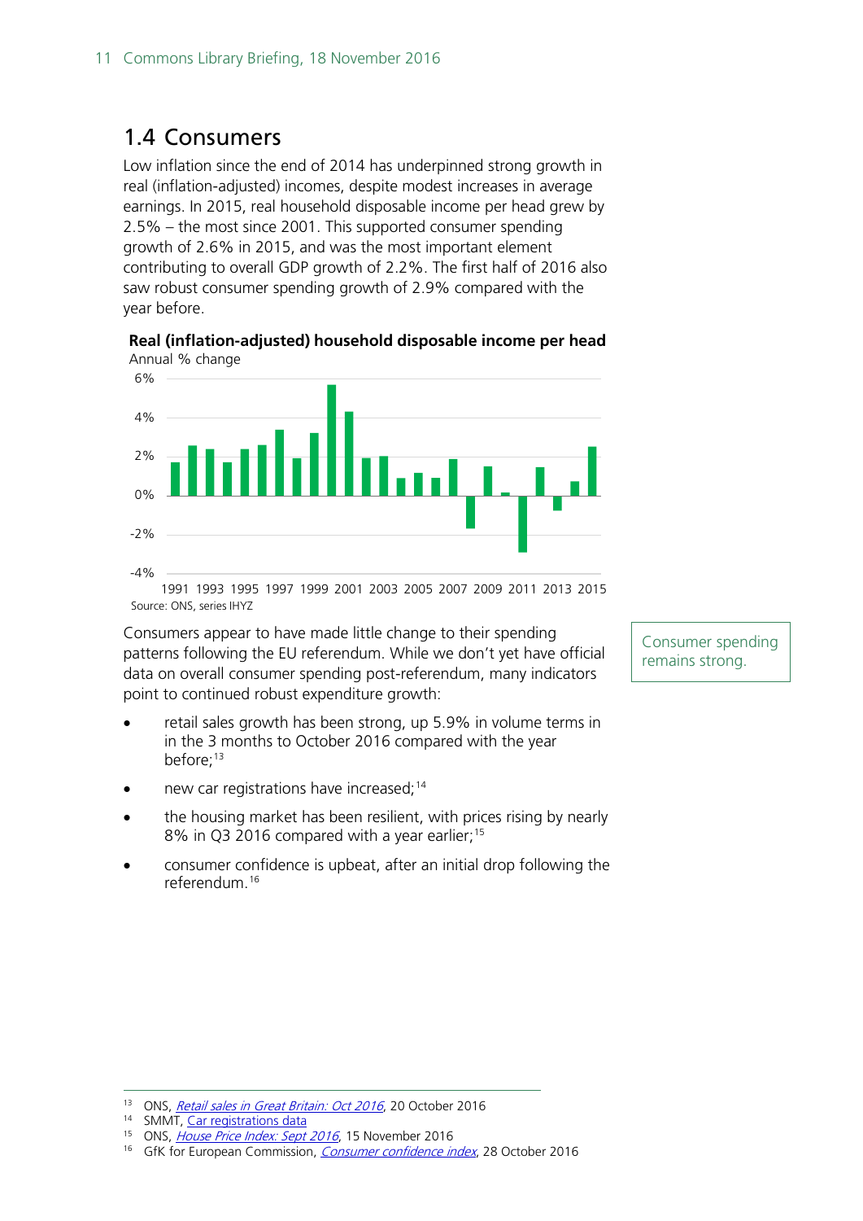## 1.4 Consumers

Low inflation since the end of 2014 has underpinned strong growth in real (inflation-adjusted) incomes, despite modest increases in average earnings. In 2015, real household disposable income per head grew by 2.5% – the most since 2001. This supported consumer spending growth of 2.6% in 2015, and was the most important element contributing to overall GDP growth of 2.2%. The first half of 2016 also saw robust consumer spending growth of 2.9% compared with the year before.

**Real (inflation-adjusted) household disposable income per head**

Annual % change

Source: ONS, series IHYZ

Consumers appear to have made little change to their spending patterns following the EU referendum. While we don't yet have official data on overall consumer spending post-referendum, many indicators point to continued robust expenditure growth:

Consumer spending remains strong.

- retail sales growth has been strong, up 5.9% in volume terms in in the 3 months to October 2016 compared with the year before;[13]
- new car registrations have increased;[14]
- the housing market has been resilient, with prices rising by nearly 8% in Q3 2016 compared with a year earlier;[15]
- consumer confidence is upbeat, after an initial drop following the referendum.[16]

---

[13] ONS, *Retail sales in Great Britain: Oct 2016*, 20 October 2016

[14] SMMT, Car registrations data

[15] ONS, *House Price Index: Sept 2016*, 15 November 2016

[16] GfK for European Commission, *Consumer confidence index*, 28 October 2016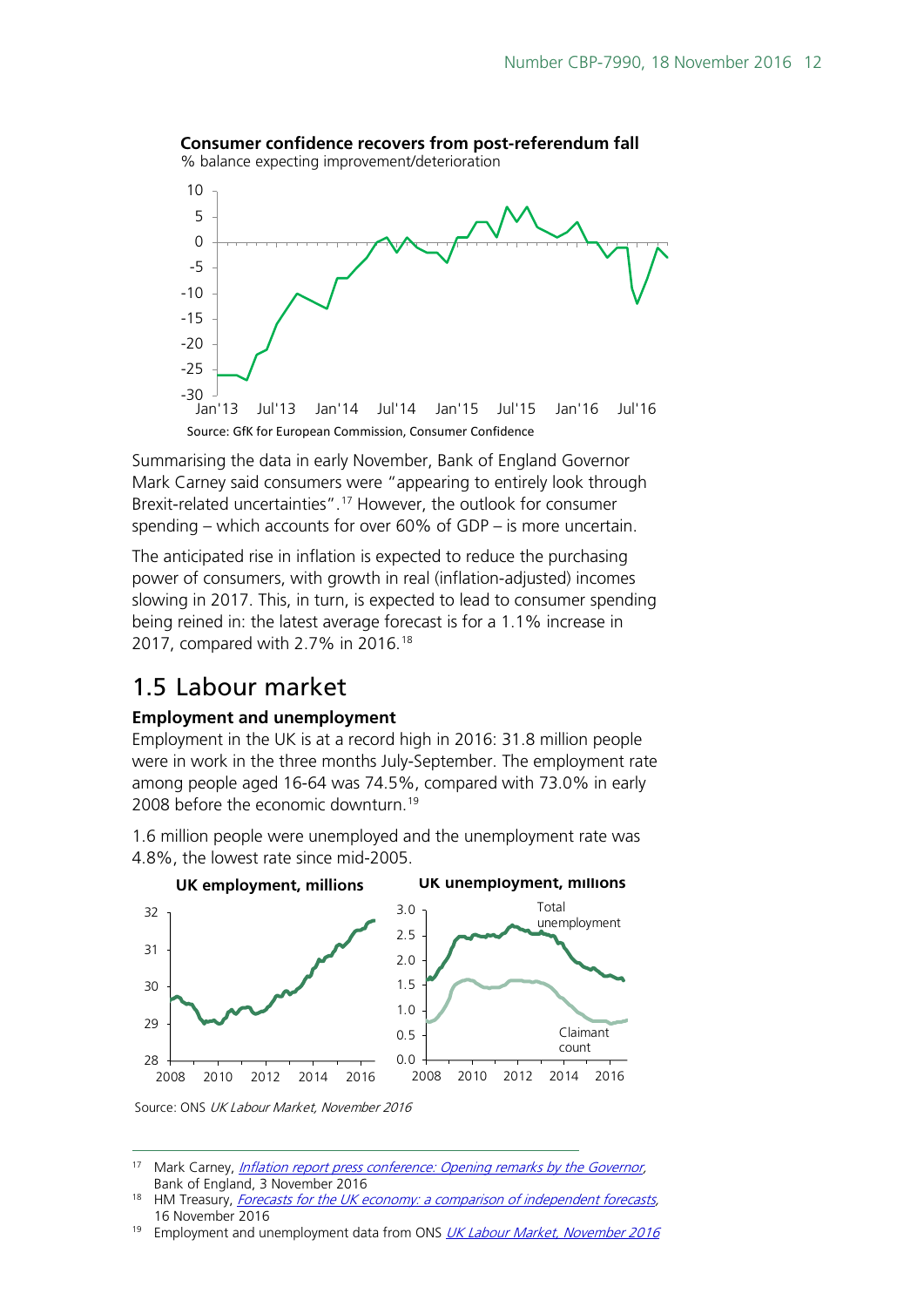**Consumer confidence recovers from post-referendum fall**

% balance expecting improvement/deterioration

Source: GfK for European Commission, Consumer Confidence

Summarising the data in early November, Bank of England Governor Mark Carney said consumers were "appearing to entirely look through Brexit-related uncertainties".[17] However, the outlook for consumer spending – which accounts for over 60% of GDP – is more uncertain.

The anticipated rise in inflation is expected to reduce the purchasing power of consumers, with growth in real (inflation-adjusted) incomes slowing in 2017. This, in turn, is expected to lead to consumer spending being reined in: the latest average forecast is for a 1.1% increase in 2017, compared with 2.7% in 2016.[18]

## 1.5 Labour market

**Employment and unemployment**

Employment in the UK is at a record high in 2016: 31.8 million people were in work in the three months July-September. The employment rate among people aged 16-64 was 74.5%, compared with 73.0% in early 2008 before the economic downturn.[19]

1.6 million people were unemployed and the unemployment rate was 4.8%, the lowest rate since mid-2005.

**UK employment, millions**

**UK unemployment, millions**

Source: ONS *UK Labour Market, November 2016*

---

[17] Mark Carney, *Inflation report press conference: Opening remarks by the Governor*, Bank of England, 3 November 2016

[18] HM Treasury, *Forecasts for the UK economy: a comparison of independent forecasts*, 16 November 2016

[19] Employment and unemployment data from ONS *UK Labour Market, November 2016*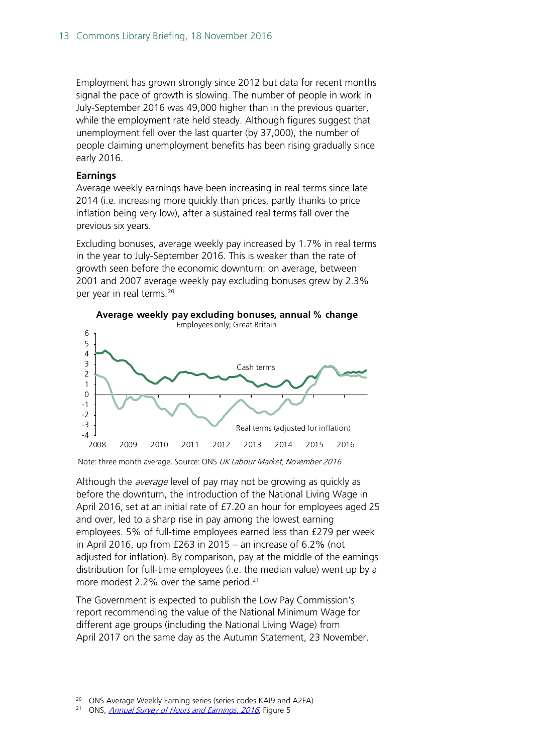Employment has grown strongly since 2012 but data for recent months signal the pace of growth is slowing. The number of people in work in July-September 2016 was 49,000 higher than in the previous quarter, while the employment rate held steady. Although figures suggest that unemployment fell over the last quarter (by 37,000), the number of people claiming unemployment benefits has been rising gradually since early 2016.

**Earnings**

Average weekly earnings have been increasing in real terms since late 2014 (i.e. increasing more quickly than prices, partly thanks to price inflation being very low), after a sustained real terms fall over the previous six years.

Excluding bonuses, average weekly pay increased by 1.7% in real terms in the year to July-September 2016. This is weaker than the rate of growth seen before the economic downturn: on average, between 2001 and 2007 average weekly pay excluding bonuses grew by 2.3% per year in real terms.[20]

**Average weekly pay excluding bonuses, annual % change**

Employees only; Great Britain

Note: three month average. Source: ONS *UK Labour Market, November 2016*

Although the *average* level of pay may not be growing as quickly as before the downturn, the introduction of the National Living Wage in April 2016, set at an initial rate of £7.20 an hour for employees aged 25 and over, led to a sharp rise in pay among the lowest earning employees. 5% of full-time employees earned less than £279 per week in April 2016, up from £263 in 2015 – an increase of 6.2% (not adjusted for inflation). By comparison, pay at the middle of the earnings distribution for full-time employees (i.e. the median value) went up by a more modest 2.2% over the same period.[21]

The Government is expected to publish the Low Pay Commission's report recommending the value of the National Minimum Wage for different age groups (including the National Living Wage) from April 2017 on the same day as the Autumn Statement, 23 November.

[20] ONS Average Weekly Earning series (series codes KAI9 and A2FA)

[21] ONS, *Annual Survey of Hours and Earnings, 2016*, Figure 5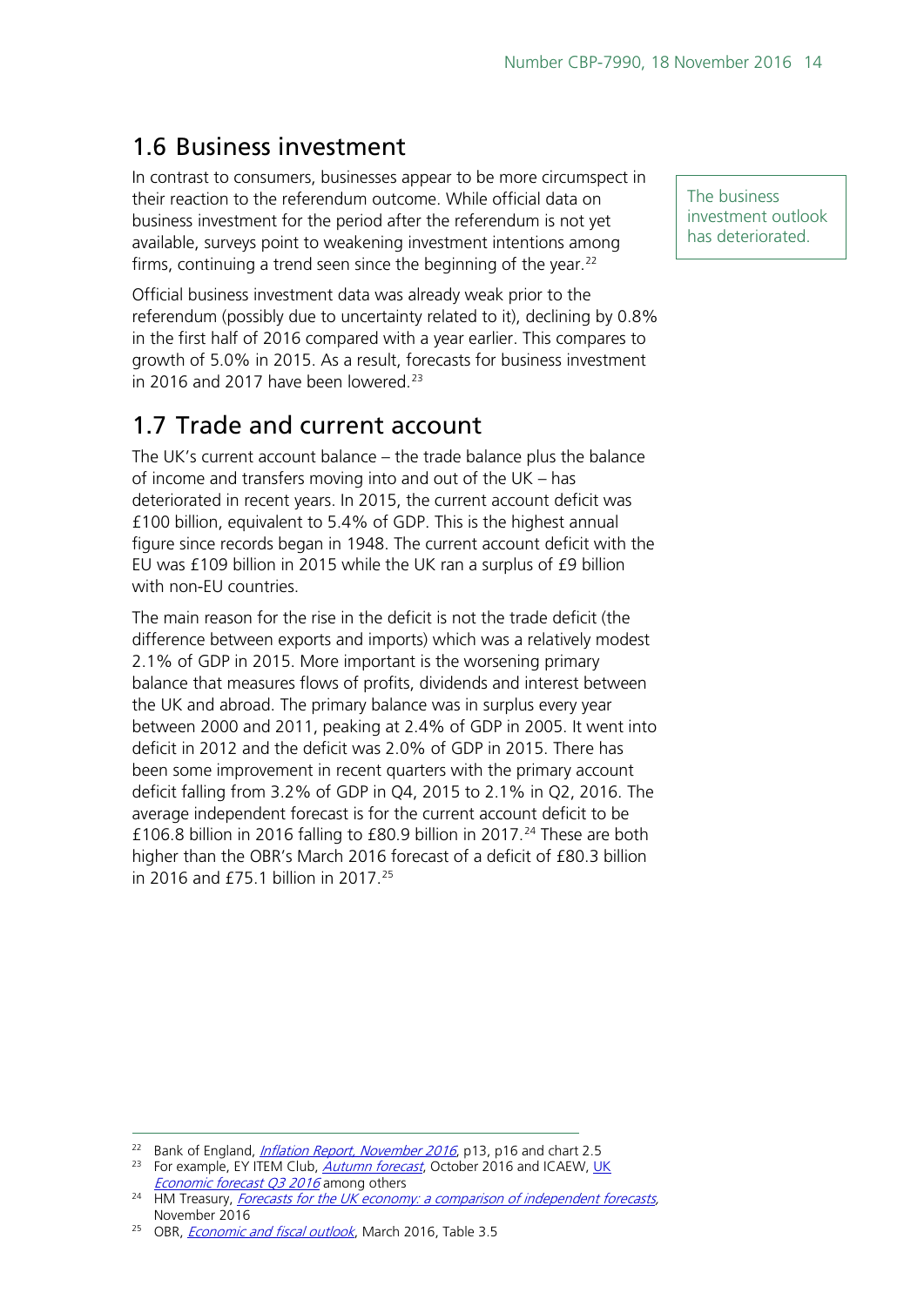## 1.6 Business investment

In contrast to consumers, businesses appear to be more circumspect in their reaction to the referendum outcome. While official data on business investment for the period after the referendum is not yet available, surveys point to weakening investment intentions among firms, continuing a trend seen since the beginning of the year.[22]

The business investment outlook has deteriorated.

Official business investment data was already weak prior to the referendum (possibly due to uncertainty related to it), declining by 0.8% in the first half of 2016 compared with a year earlier. This compares to growth of 5.0% in 2015. As a result, forecasts for business investment in 2016 and 2017 have been lowered.[23]

## 1.7 Trade and current account

The UK's current account balance – the trade balance plus the balance of income and transfers moving into and out of the UK – has deteriorated in recent years. In 2015, the current account deficit was £100 billion, equivalent to 5.4% of GDP. This is the highest annual figure since records began in 1948. The current account deficit with the EU was £109 billion in 2015 while the UK ran a surplus of £9 billion with non-EU countries.

The main reason for the rise in the deficit is not the trade deficit (the difference between exports and imports) which was a relatively modest 2.1% of GDP in 2015. More important is the worsening primary balance that measures flows of profits, dividends and interest between the UK and abroad. The primary balance was in surplus every year between 2000 and 2011, peaking at 2.4% of GDP in 2005. It went into deficit in 2012 and the deficit was 2.0% of GDP in 2015. There has been some improvement in recent quarters with the primary account deficit falling from 3.2% of GDP in Q4, 2015 to 2.1% in Q2, 2016. The average independent forecast is for the current account deficit to be £106.8 billion in 2016 falling to £80.9 billion in 2017.[24] These are both higher than the OBR's March 2016 forecast of a deficit of £80.3 billion in 2016 and £75.1 billion in 2017.[25]

---

[22] Bank of England, *Inflation Report, November 2016*, p13, p16 and chart 2.5

[23] For example, EY ITEM Club, *Autumn forecast*, October 2016 and ICAEW, *UK Economic forecast Q3 2016* among others

[24] HM Treasury, *Forecasts for the UK economy: a comparison of independent forecasts*, November 2016

[25] OBR, *Economic and fiscal outlook*, March 2016, Table 3.5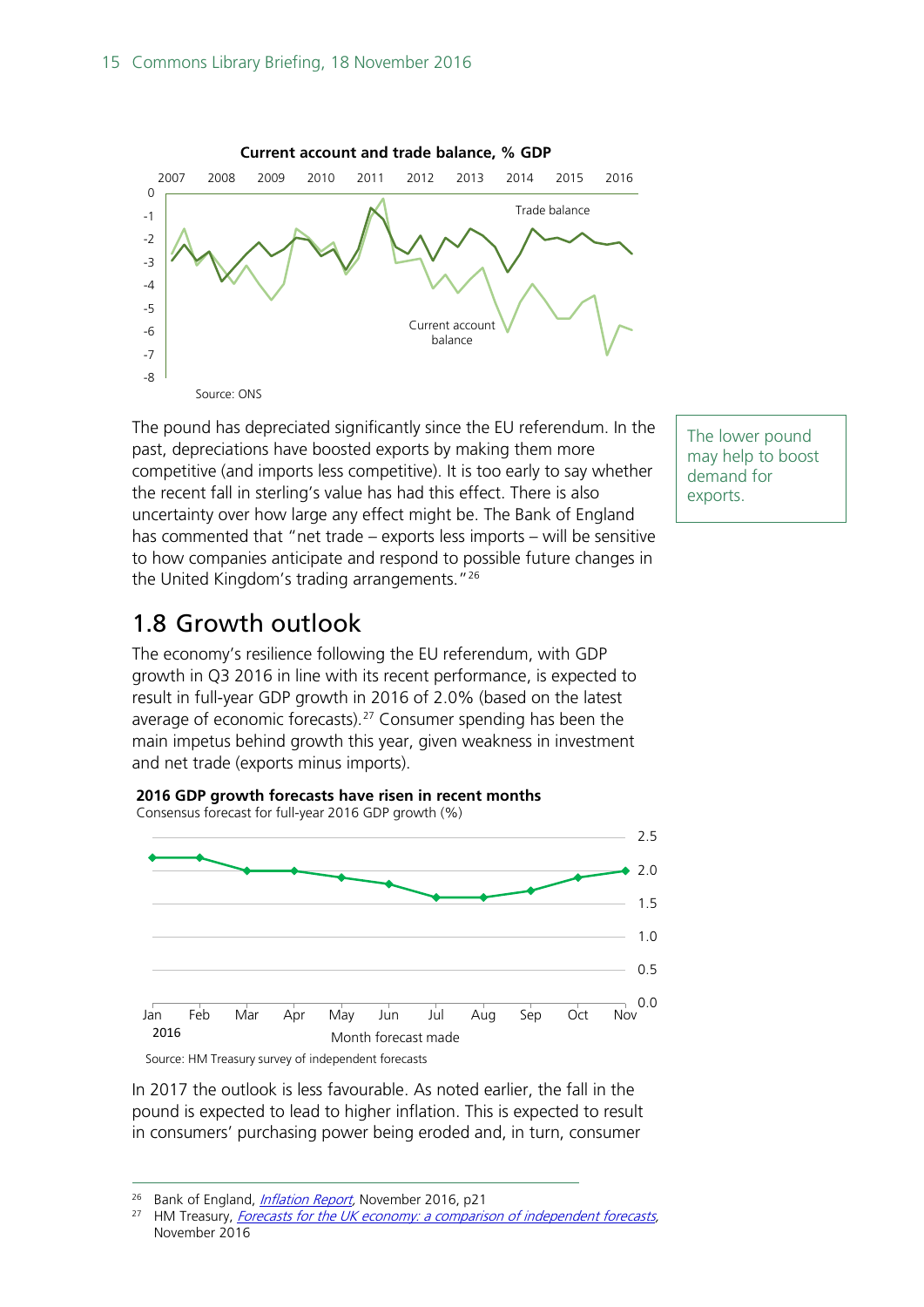**Current account and trade balance, % GDP**

Source: ONS

The pound has depreciated significantly since the EU referendum. In the past, depreciations have boosted exports by making them more competitive (and imports less competitive). It is too early to say whether the recent fall in sterling's value has had this effect. There is also uncertainty over how large any effect might be. The Bank of England has commented that "net trade – exports less imports – will be sensitive to how companies anticipate and respond to possible future changes in the United Kingdom's trading arrangements."[26]

The lower pound may help to boost demand for exports.

## 1.8 Growth outlook

The economy's resilience following the EU referendum, with GDP growth in Q3 2016 in line with its recent performance, is expected to result in full-year GDP growth in 2016 of 2.0% (based on the latest average of economic forecasts).[27] Consumer spending has been the main impetus behind growth this year, given weakness in investment and net trade (exports minus imports).

**2016 GDP growth forecasts have risen in recent months**

Consensus forecast for full-year 2016 GDP growth (%)

Source: HM Treasury survey of independent forecasts

In 2017 the outlook is less favourable. As noted earlier, the fall in the pound is expected to lead to higher inflation. This is expected to result in consumers' purchasing power being eroded and, in turn, consumer

[26] Bank of England, *Inflation Report*, November 2016, p21

[27] HM Treasury, *Forecasts for the UK economy: a comparison of independent forecasts*, November 2016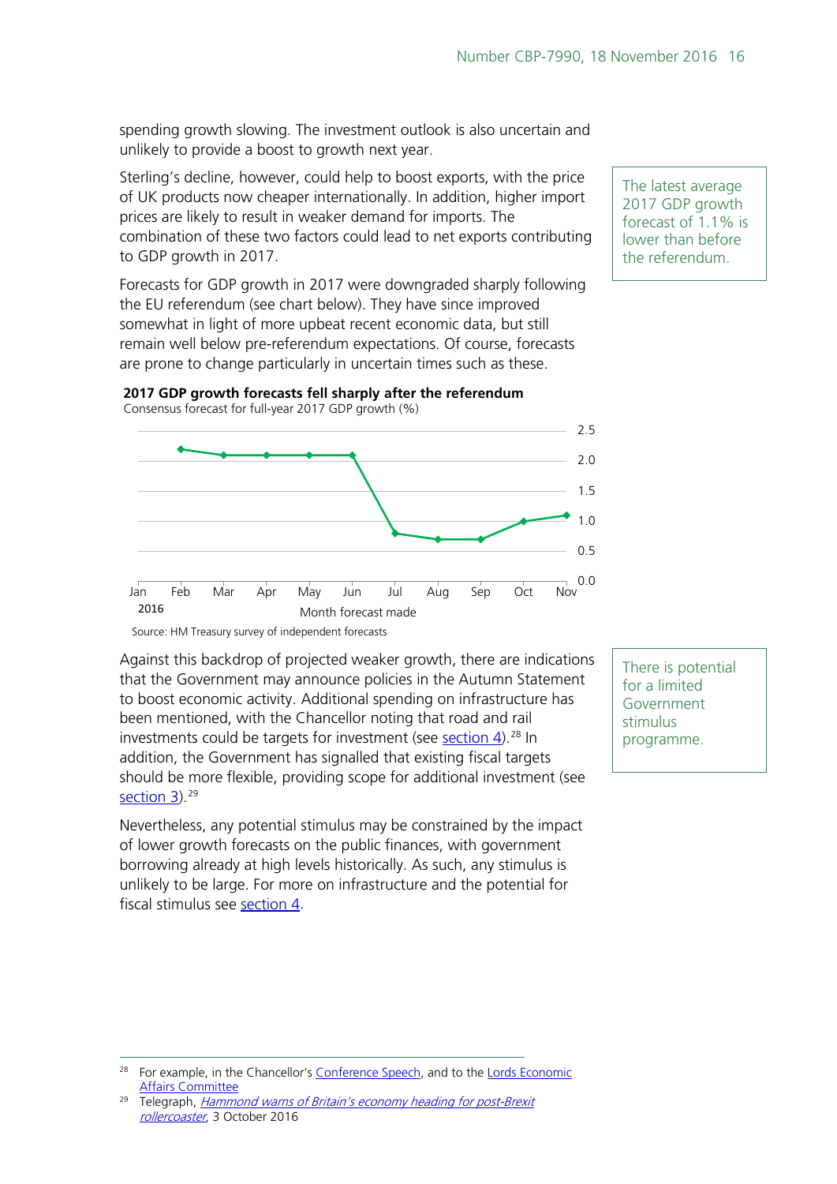spending growth slowing. The investment outlook is also uncertain and unlikely to provide a boost to growth next year.

Sterling's decline, however, could help to boost exports, with the price of UK products now cheaper internationally. In addition, higher import prices are likely to result in weaker demand for imports. The combination of these two factors could lead to net exports contributing to GDP growth in 2017.

The latest average 2017 GDP growth forecast of 1.1% is lower than before the referendum.

Forecasts for GDP growth in 2017 were downgraded sharply following the EU referendum (see chart below). They have since improved somewhat in light of more upbeat recent economic data, but still remain well below pre-referendum expectations. Of course, forecasts are prone to change particularly in uncertain times such as these.

**2017 GDP growth forecasts fell sharply after the referendum**

Consensus forecast for full-year 2017 GDP growth (%)

Source: HM Treasury survey of independent forecasts

Against this backdrop of projected weaker growth, there are indications that the Government may announce policies in the Autumn Statement to boost economic activity. Additional spending on infrastructure has been mentioned, with the Chancellor noting that road and rail investments could be targets for investment (see section 4).[28] In addition, the Government has signalled that existing fiscal targets should be more flexible, providing scope for additional investment (see section 3).[29]

There is potential for a limited Government stimulus programme.

Nevertheless, any potential stimulus may be constrained by the impact of lower growth forecasts on the public finances, with government borrowing already at high levels historically. As such, any stimulus is unlikely to be large. For more on infrastructure and the potential for fiscal stimulus see section 4.

[28] For example, in the Chancellor's Conference Speech, and to the Lords Economic Affairs Committee

[29] Telegraph, *Hammond warns of Britain's economy heading for post-Brexit rollercoaster*, 3 October 2016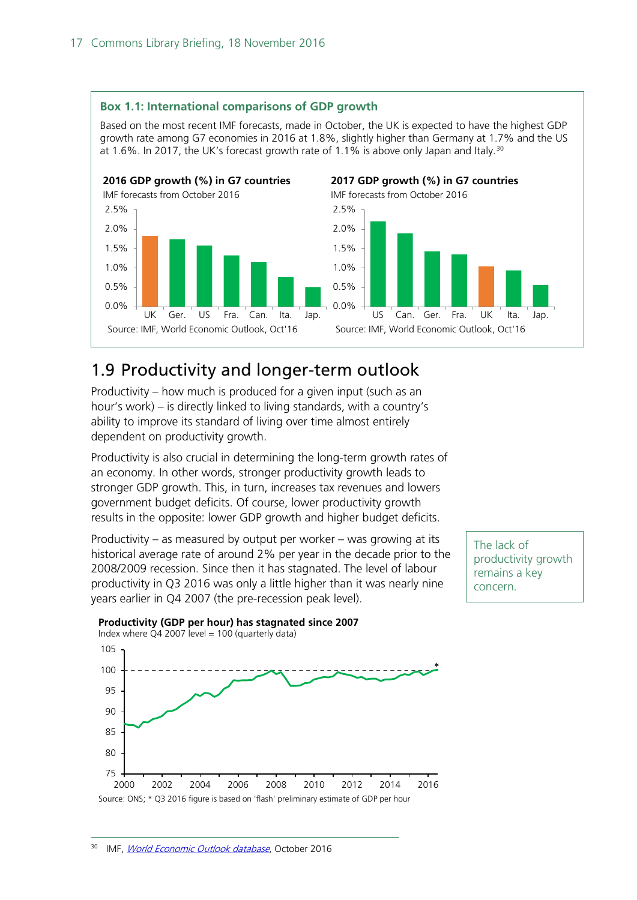### Box 1.1: International comparisons of GDP growth

Based on the most recent IMF forecasts, made in October, the UK is expected to have the highest GDP growth rate among G7 economies in 2016 at 1.8%, slightly higher than Germany at 1.7% and the US at 1.6%. In 2017, the UK's forecast growth rate of 1.1% is above only Japan and Italy.[30]

**2016 GDP growth (%) in G7 countries**
IMF forecasts from October 2016

Source: IMF, World Economic Outlook, Oct'16

**2017 GDP growth (%) in G7 countries**
IMF forecasts from October 2016

Source: IMF, World Economic Outlook, Oct'16

## 1.9 Productivity and longer-term outlook

Productivity – how much is produced for a given input (such as an hour's work) – is directly linked to living standards, with a country's ability to improve its standard of living over time almost entirely dependent on productivity growth.

Productivity is also crucial in determining the long-term growth rates of an economy. In other words, stronger productivity growth leads to stronger GDP growth. This, in turn, increases tax revenues and lowers government budget deficits. Of course, lower productivity growth results in the opposite: lower GDP growth and higher budget deficits.

Productivity – as measured by output per worker – was growing at its historical average rate of around 2% per year in the decade prior to the 2008/2009 recession. Since then it has stagnated. The level of labour productivity in Q3 2016 was only a little higher than it was nearly nine years earlier in Q4 2007 (the pre-recession peak level).

The lack of productivity growth remains a key concern.

**Productivity (GDP per hour) has stagnated since 2007**
Index where Q4 2007 level = 100 (quarterly data)

Source: ONS; * Q3 2016 figure is based on 'flash' preliminary estimate of GDP per hour

[30] IMF, *World Economic Outlook database*, October 2016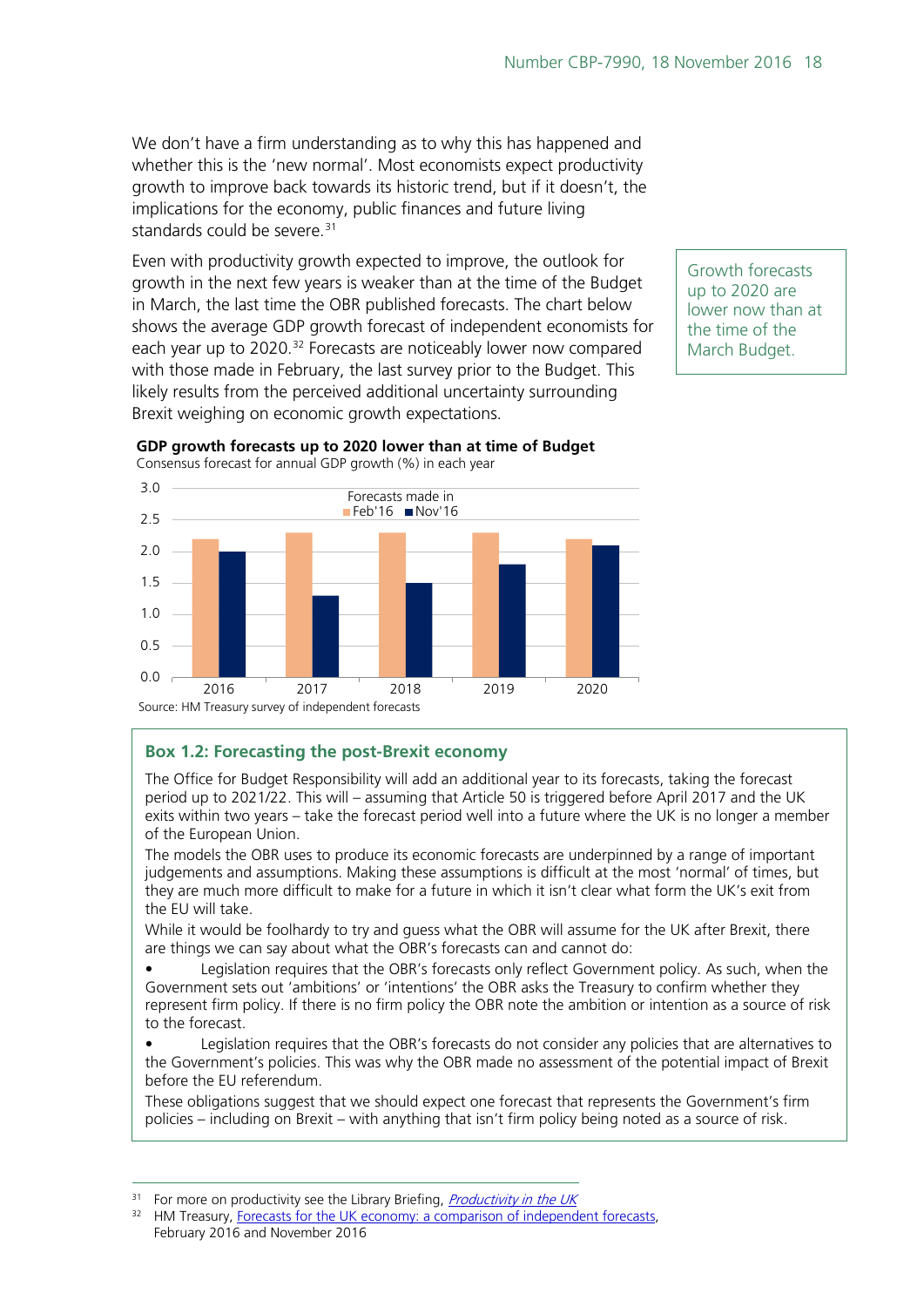We don't have a firm understanding as to why this has happened and whether this is the 'new normal'. Most economists expect productivity growth to improve back towards its historic trend, but if it doesn't, the implications for the economy, public finances and future living standards could be severe.[31]

Even with productivity growth expected to improve, the outlook for growth in the next few years is weaker than at the time of the Budget in March, the last time the OBR published forecasts. The chart below shows the average GDP growth forecast of independent economists for each year up to 2020.[32] Forecasts are noticeably lower now compared with those made in February, the last survey prior to the Budget. This likely results from the perceived additional uncertainty surrounding Brexit weighing on economic growth expectations.

Growth forecasts up to 2020 are lower now than at the time of the March Budget.

**GDP growth forecasts up to 2020 lower than at time of Budget**

Consensus forecast for annual GDP growth (%) in each year

| Year | Feb'16 | Nov'16 |
|---|---|---|
| 2016 | 2.2 | 2.0 |
| 2017 | 2.3 | 1.3 |
| 2018 | 2.3 | 1.5 |
| 2019 | 2.3 | 1.8 |
| 2020 | 2.2 | 2.1 |

Source: HM Treasury survey of independent forecasts

### Box 1.2: Forecasting the post-Brexit economy

The Office for Budget Responsibility will add an additional year to its forecasts, taking the forecast period up to 2021/22. This will – assuming that Article 50 is triggered before April 2017 and the UK exits within two years – take the forecast period well into a future where the UK is no longer a member of the European Union.

The models the OBR uses to produce its economic forecasts are underpinned by a range of important judgements and assumptions. Making these assumptions is difficult at the most 'normal' of times, but they are much more difficult to make for a future in which it isn't clear what form the UK's exit from the EU will take.

While it would be foolhardy to try and guess what the OBR will assume for the UK after Brexit, there are things we can say about what the OBR's forecasts can and cannot do:

- Legislation requires that the OBR's forecasts only reflect Government policy. As such, when the Government sets out 'ambitions' or 'intentions' the OBR asks the Treasury to confirm whether they represent firm policy. If there is no firm policy the OBR note the ambition or intention as a source of risk to the forecast.
- Legislation requires that the OBR's forecasts do not consider any policies that are alternatives to the Government's policies. This was why the OBR made no assessment of the potential impact of Brexit before the EU referendum.

These obligations suggest that we should expect one forecast that represents the Government's firm policies – including on Brexit – with anything that isn't firm policy being noted as a source of risk.

---

[31] For more on productivity see the Library Briefing, *Productivity in the UK*

[32] HM Treasury, Forecasts for the UK economy: a comparison of independent forecasts, February 2016 and November 2016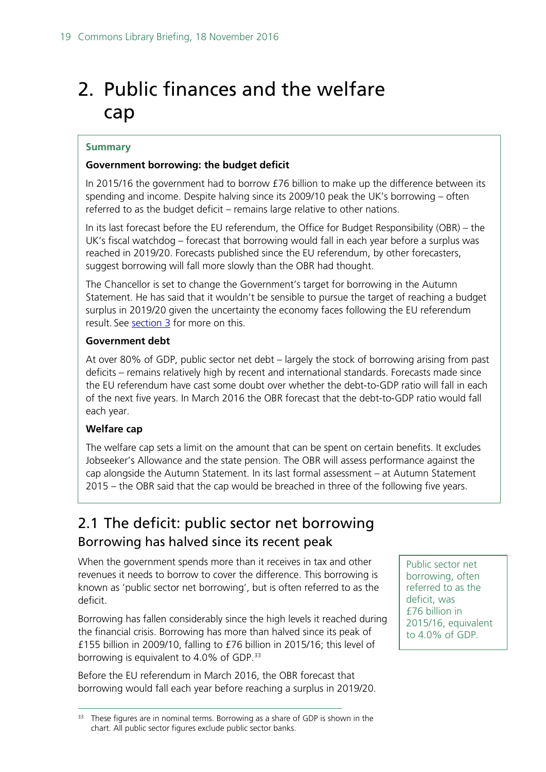# 2. Public finances and the welfare cap

**Summary**

**Government borrowing: the budget deficit**

In 2015/16 the government had to borrow £76 billion to make up the difference between its spending and income. Despite halving since its 2009/10 peak the UK's borrowing – often referred to as the budget deficit – remains large relative to other nations.

In its last forecast before the EU referendum, the Office for Budget Responsibility (OBR) – the UK's fiscal watchdog – forecast that borrowing would fall in each year before a surplus was reached in 2019/20. Forecasts published since the EU referendum, by other forecasters, suggest borrowing will fall more slowly than the OBR had thought.

The Chancellor is set to change the Government's target for borrowing in the Autumn Statement. He has said that it wouldn't be sensible to pursue the target of reaching a budget surplus in 2019/20 given the uncertainty the economy faces following the EU referendum result. See section 3 for more on this.

**Government debt**

At over 80% of GDP, public sector net debt – largely the stock of borrowing arising from past deficits – remains relatively high by recent and international standards. Forecasts made since the EU referendum have cast some doubt over whether the debt-to-GDP ratio will fall in each of the next five years. In March 2016 the OBR forecast that the debt-to-GDP ratio would fall each year.

**Welfare cap**

The welfare cap sets a limit on the amount that can be spent on certain benefits. It excludes Jobseeker's Allowance and the state pension. The OBR will assess performance against the cap alongside the Autumn Statement. In its last formal assessment – at Autumn Statement 2015 – the OBR said that the cap would be breached in three of the following five years.

## 2.1 The deficit: public sector net borrowing

### Borrowing has halved since its recent peak

When the government spends more than it receives in tax and other revenues it needs to borrow to cover the difference. This borrowing is known as 'public sector net borrowing', but is often referred to as the deficit.

Public sector net borrowing, often referred to as the deficit, was £76 billion in 2015/16, equivalent to 4.0% of GDP.

Borrowing has fallen considerably since the high levels it reached during the financial crisis. Borrowing has more than halved since its peak of £155 billion in 2009/10, falling to £76 billion in 2015/16; this level of borrowing is equivalent to 4.0% of GDP.[33]

Before the EU referendum in March 2016, the OBR forecast that borrowing would fall each year before reaching a surplus in 2019/20.

[33] These figures are in nominal terms. Borrowing as a share of GDP is shown in the chart. All public sector figures exclude public sector banks.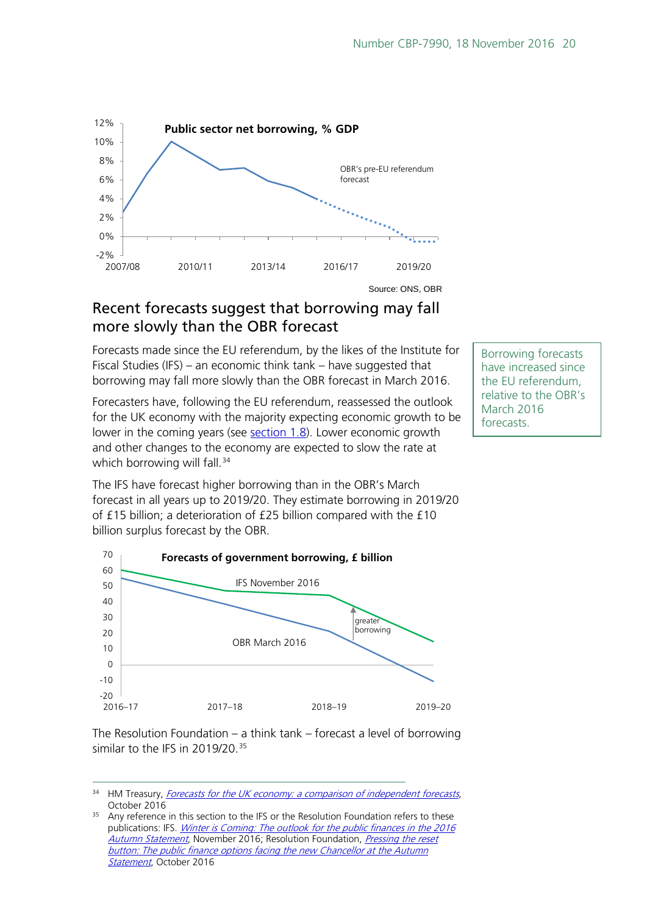**Public sector net borrowing, % GDP**

OBR's pre-EU referendum forecast

Source: ONS, OBR

## Recent forecasts suggest that borrowing may fall more slowly than the OBR forecast

Borrowing forecasts have increased since the EU referendum, relative to the OBR's March 2016 forecasts.

Forecasts made since the EU referendum, by the likes of the Institute for Fiscal Studies (IFS) – an economic think tank – have suggested that borrowing may fall more slowly than the OBR forecast in March 2016.

Forecasters have, following the EU referendum, reassessed the outlook for the UK economy with the majority expecting economic growth to be lower in the coming years (see section 1.8). Lower economic growth and other changes to the economy are expected to slow the rate at which borrowing will fall.[34]

The IFS have forecast higher borrowing than in the OBR's March forecast in all years up to 2019/20. They estimate borrowing in 2019/20 of £15 billion; a deterioration of £25 billion compared with the £10 billion surplus forecast by the OBR.

**Forecasts of government borrowing, £ billion**

IFS November 2016

OBR March 2016

greater borrowing

The Resolution Foundation – a think tank – forecast a level of borrowing similar to the IFS in 2019/20.[35]

---

[34] HM Treasury, *Forecasts for the UK economy: a comparison of independent forecasts*, October 2016

[35] Any reference in this section to the IFS or the Resolution Foundation refers to these publications: IFS. *Winter is Coming: The outlook for the public finances in the 2016 Autumn Statement*, November 2016; Resolution Foundation, *Pressing the reset button: The public finance options facing the new Chancellor at the Autumn Statement*, October 2016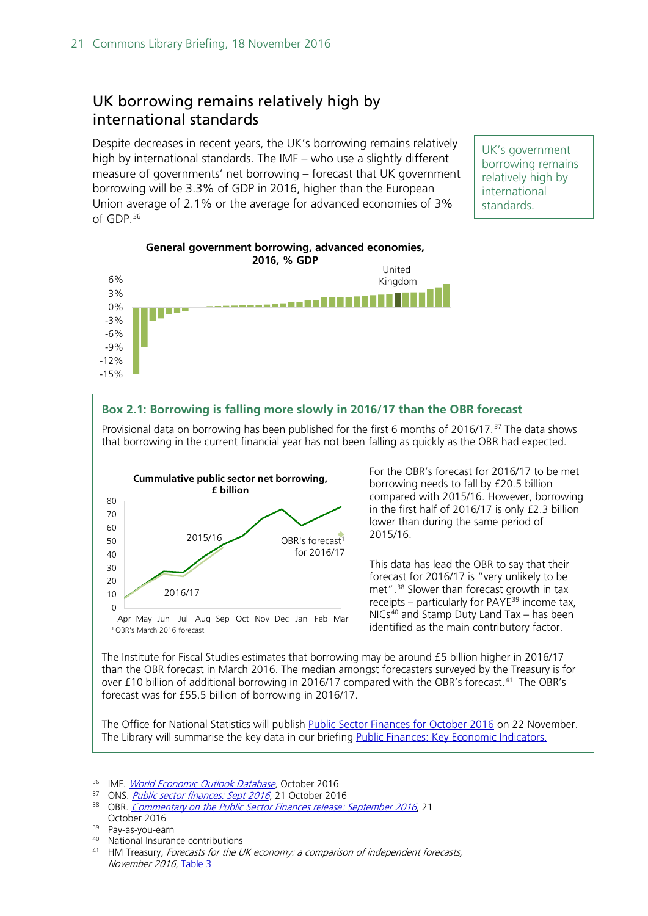## UK borrowing remains relatively high by international standards

Despite decreases in recent years, the UK's borrowing remains relatively high by international standards. The IMF – who use a slightly different measure of governments' net borrowing – forecast that UK government borrowing will be 3.3% of GDP in 2016, higher than the European Union average of 2.1% or the average for advanced economies of 3% of GDP.[36]

UK's government borrowing remains relatively high by international standards.

**General government borrowing, advanced economies, 2016, % GDP**

### Box 2.1: Borrowing is falling more slowly in 2016/17 than the OBR forecast

Provisional data on borrowing has been published for the first 6 months of 2016/17.[37] The data shows that borrowing in the current financial year has not been falling as quickly as the OBR had expected.

**Cummulative public sector net borrowing, £ billion**

[1] OBR's March 2016 forecast

For the OBR's forecast for 2016/17 to be met borrowing needs to fall by £20.5 billion compared with 2015/16. However, borrowing in the first half of 2016/17 is only £2.3 billion lower than during the same period of 2015/16.

This data has lead the OBR to say that their forecast for 2016/17 is "very unlikely to be met".[38] Slower than forecast growth in tax receipts – particularly for PAYE[39] income tax, NICs[40] and Stamp Duty Land Tax – has been identified as the main contributory factor.

The Institute for Fiscal Studies estimates that borrowing may be around £5 billion higher in 2016/17 than the OBR forecast in March 2016. The median amongst forecasters surveyed by the Treasury is for over £10 billion of additional borrowing in 2016/17 compared with the OBR's forecast.[41] The OBR's forecast was for £55.5 billion of borrowing in 2016/17.

The Office for National Statistics will publish Public Sector Finances for October 2016 on 22 November. The Library will summarise the key data in our briefing Public Finances: Key Economic Indicators.

---

[36] IMF. *World Economic Outlook Database*, October 2016

[37] ONS. *Public sector finances: Sept 2016*, 21 October 2016

[38] OBR. *Commentary on the Public Sector Finances release: September 2016*, 21 October 2016

[39] Pay-as-you-earn

[40] National Insurance contributions

[41] HM Treasury, *Forecasts for the UK economy: a comparison of independent forecasts, November 2016*, Table 3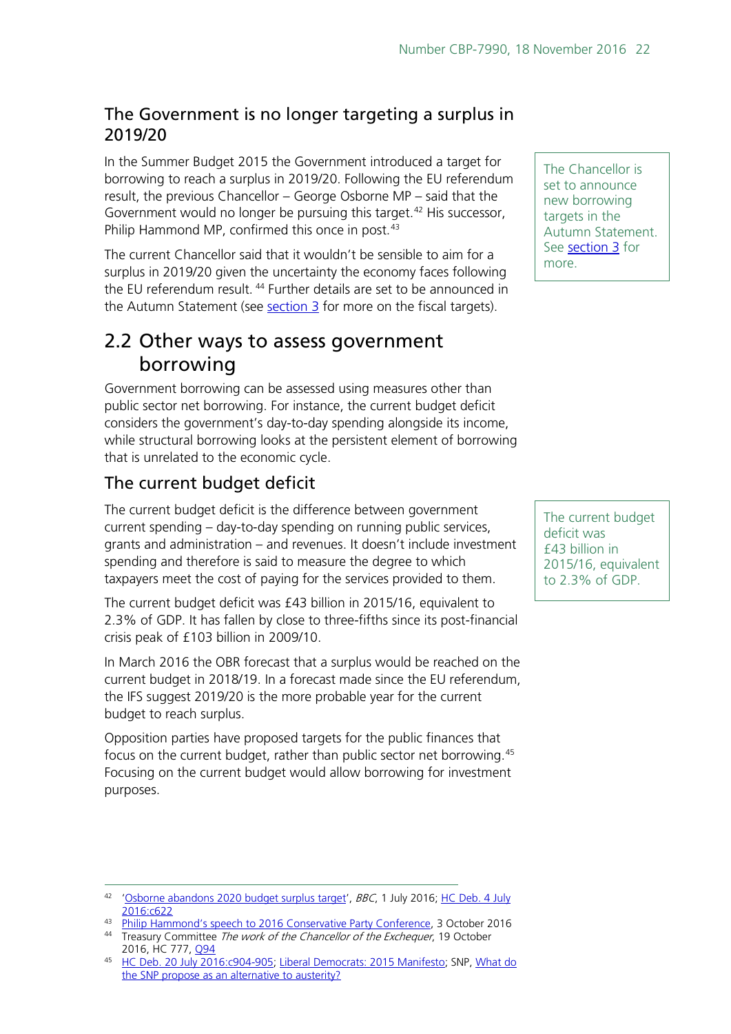### The Government is no longer targeting a surplus in 2019/20

In the Summer Budget 2015 the Government introduced a target for borrowing to reach a surplus in 2019/20. Following the EU referendum result, the previous Chancellor – George Osborne MP – said that the Government would no longer be pursuing this target.[42] His successor, Philip Hammond MP, confirmed this once in post.[43]

The Chancellor is set to announce new borrowing targets in the Autumn Statement. See section 3 for more.

The current Chancellor said that it wouldn't be sensible to aim for a surplus in 2019/20 given the uncertainty the economy faces following the EU referendum result.[44] Further details are set to be announced in the Autumn Statement (see section 3 for more on the fiscal targets).

## 2.2 Other ways to assess government borrowing

Government borrowing can be assessed using measures other than public sector net borrowing. For instance, the current budget deficit considers the government's day-to-day spending alongside its income, while structural borrowing looks at the persistent element of borrowing that is unrelated to the economic cycle.

### The current budget deficit

The current budget deficit is the difference between government current spending – day-to-day spending on running public services, grants and administration – and revenues. It doesn't include investment spending and therefore is said to measure the degree to which taxpayers meet the cost of paying for the services provided to them.

The current budget deficit was £43 billion in 2015/16, equivalent to 2.3% of GDP.

The current budget deficit was £43 billion in 2015/16, equivalent to 2.3% of GDP. It has fallen by close to three-fifths since its post-financial crisis peak of £103 billion in 2009/10.

In March 2016 the OBR forecast that a surplus would be reached on the current budget in 2018/19. In a forecast made since the EU referendum, the IFS suggest 2019/20 is the more probable year for the current budget to reach surplus.

Opposition parties have proposed targets for the public finances that focus on the current budget, rather than public sector net borrowing.[45] Focusing on the current budget would allow borrowing for investment purposes.

---

[42] 'Osborne abandons 2020 budget surplus target', *BBC*, 1 July 2016; HC Deb. 4 July 2016:c622

[43] Philip Hammond's speech to 2016 Conservative Party Conference, 3 October 2016

[44] Treasury Committee *The work of the Chancellor of the Exchequer*, 19 October 2016, HC 777, Q94

[45] HC Deb. 20 July 2016:c904-905; Liberal Democrats: 2015 Manifesto; SNP, What do the SNP propose as an alternative to austerity?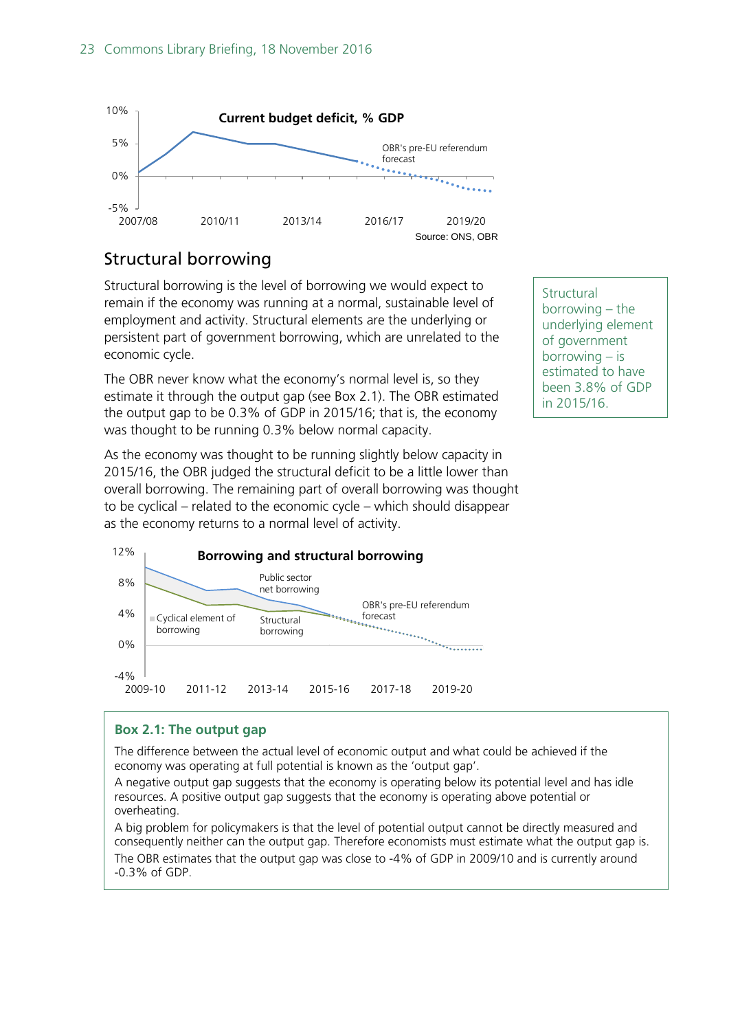**Current budget deficit, % GDP**

Source: ONS, OBR

## Structural borrowing

Structural borrowing is the level of borrowing we would expect to remain if the economy was running at a normal, sustainable level of employment and activity. Structural elements are the underlying or persistent part of government borrowing, which are unrelated to the economic cycle.

The OBR never know what the economy's normal level is, so they estimate it through the output gap (see Box 2.1). The OBR estimated the output gap to be 0.3% of GDP in 2015/16; that is, the economy was thought to be running 0.3% below normal capacity.

As the economy was thought to be running slightly below capacity in 2015/16, the OBR judged the structural deficit to be a little lower than overall borrowing. The remaining part of overall borrowing was thought to be cyclical – related to the economic cycle – which should disappear as the economy returns to a normal level of activity.

> Structural borrowing – the underlying element of government borrowing – is estimated to have been 3.8% of GDP in 2015/16.

**Borrowing and structural borrowing**

### Box 2.1: The output gap

The difference between the actual level of economic output and what could be achieved if the economy was operating at full potential is known as the 'output gap'.

A negative output gap suggests that the economy is operating below its potential level and has idle resources. A positive output gap suggests that the economy is operating above potential or overheating.

A big problem for policymakers is that the level of potential output cannot be directly measured and consequently neither can the output gap. Therefore economists must estimate what the output gap is.

The OBR estimates that the output gap was close to -4% of GDP in 2009/10 and is currently around -0.3% of GDP.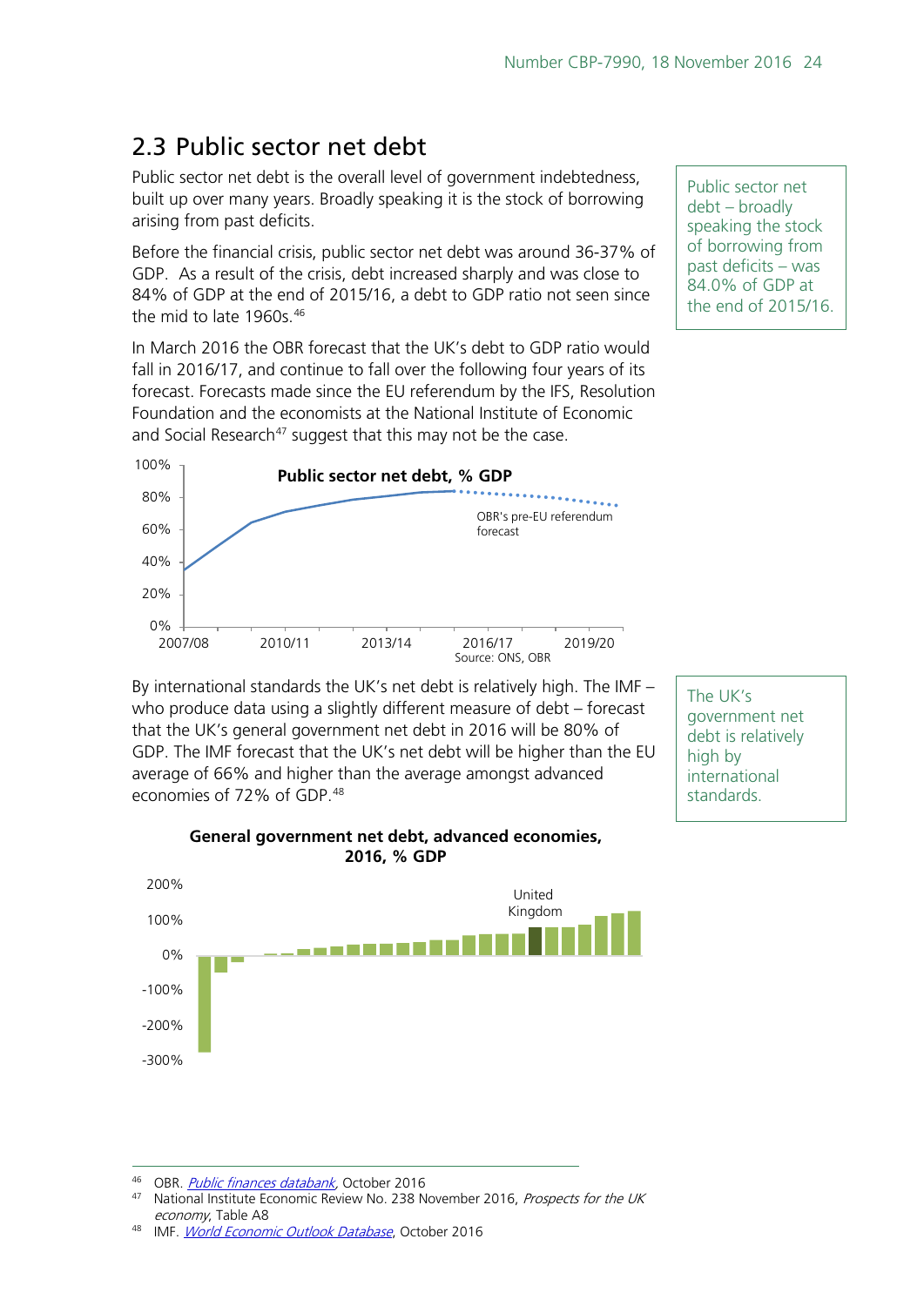## 2.3 Public sector net debt

Public sector net debt is the overall level of government indebtedness, built up over many years. Broadly speaking it is the stock of borrowing arising from past deficits.

Public sector net debt – broadly speaking the stock of borrowing from past deficits – was 84.0% of GDP at the end of 2015/16.

Before the financial crisis, public sector net debt was around 36-37% of GDP. As a result of the crisis, debt increased sharply and was close to 84% of GDP at the end of 2015/16, a debt to GDP ratio not seen since the mid to late 1960s.[46]

In March 2016 the OBR forecast that the UK's debt to GDP ratio would fall in 2016/17, and continue to fall over the following four years of its forecast. Forecasts made since the EU referendum by the IFS, Resolution Foundation and the economists at the National Institute of Economic and Social Research[47] suggest that this may not be the case.

**Public sector net debt, % GDP**

100%
80%
60%
40%
20%
0%

2007/08 2010/11 2013/14 2016/17 2019/20

OBR's pre-EU referendum forecast

Source: ONS, OBR

By international standards the UK's net debt is relatively high. The IMF – who produce data using a slightly different measure of debt – forecast that the UK's general government net debt in 2016 will be 80% of GDP. The IMF forecast that the UK's net debt will be higher than the EU average of 66% and higher than the average amongst advanced economies of 72% of GDP.[48]

The UK's government net debt is relatively high by international standards.

**General government net debt, advanced economies, 2016, % GDP**

200%
100%
0%
-100%
-200%
-300%

United Kingdom

---

[46] OBR. *Public finances databank*, October 2016

[47] National Institute Economic Review No. 238 November 2016, *Prospects for the UK economy*, Table A8

[48] IMF. *World Economic Outlook Database*, October 2016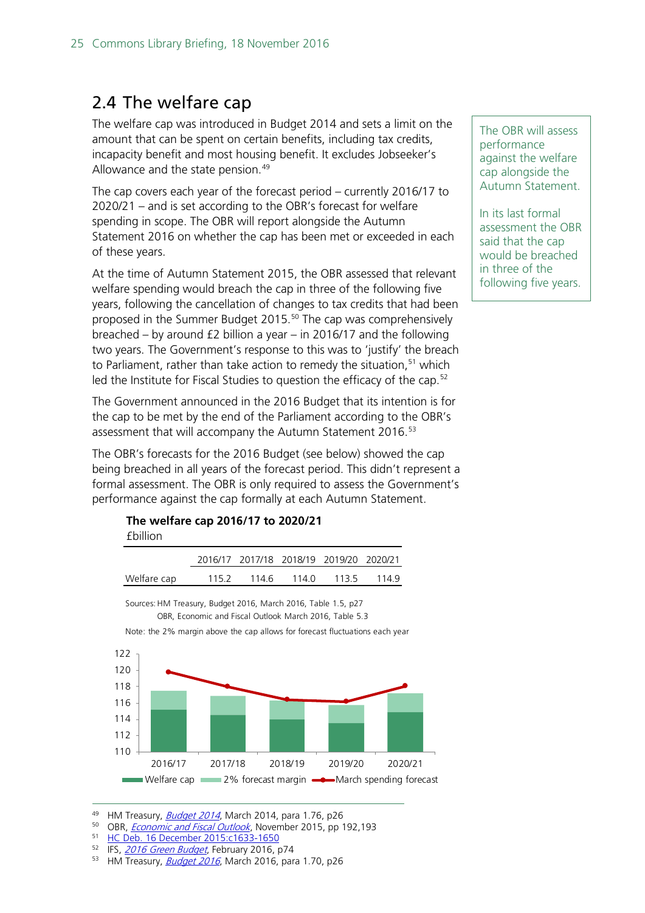## 2.4 The welfare cap

The welfare cap was introduced in Budget 2014 and sets a limit on the amount that can be spent on certain benefits, including tax credits, incapacity benefit and most housing benefit. It excludes Jobseeker's Allowance and the state pension.[49]

The OBR will assess performance against the welfare cap alongside the Autumn Statement.

In its last formal assessment the OBR said that the cap would be breached in three of the following five years.

The cap covers each year of the forecast period – currently 2016/17 to 2020/21 – and is set according to the OBR's forecast for welfare spending in scope. The OBR will report alongside the Autumn Statement 2016 on whether the cap has been met or exceeded in each of these years.

At the time of Autumn Statement 2015, the OBR assessed that relevant welfare spending would breach the cap in three of the following five years, following the cancellation of changes to tax credits that had been proposed in the Summer Budget 2015.[50] The cap was comprehensively breached – by around £2 billion a year – in 2016/17 and the following two years. The Government's response to this was to 'justify' the breach to Parliament, rather than take action to remedy the situation,[51] which led the Institute for Fiscal Studies to question the efficacy of the cap.[52]

The Government announced in the 2016 Budget that its intention is for the cap to be met by the end of the Parliament according to the OBR's assessment that will accompany the Autumn Statement 2016.[53]

The OBR's forecasts for the 2016 Budget (see below) showed the cap being breached in all years of the forecast period. This didn't represent a formal assessment. The OBR is only required to assess the Government's performance against the cap formally at each Autumn Statement.

**The welfare cap 2016/17 to 2020/21**

£billion

| | 2016/17 | 2017/18 | 2018/19 | 2019/20 | 2020/21 |
|---|---|---|---|---|---|
| Welfare cap | 115.2 | 114.6 | 114.0 | 113.5 | 114.9 |

Sources: HM Treasury, Budget 2016, March 2016, Table 1.5, p27
OBR, Economic and Fiscal Outlook March 2016, Table 5.3

Note: the 2% margin above the cap allows for forecast fluctuations each year

[49] HM Treasury, *Budget 2014*, March 2014, para 1.76, p26
[50] OBR, *Economic and Fiscal Outlook*, November 2015, pp 192,193
[51] HC Deb. 16 December 2015:c1633-1650
[52] IFS, *2016 Green Budget*, February 2016, p74
[53] HM Treasury, *Budget 2016*, March 2016, para 1.70, p26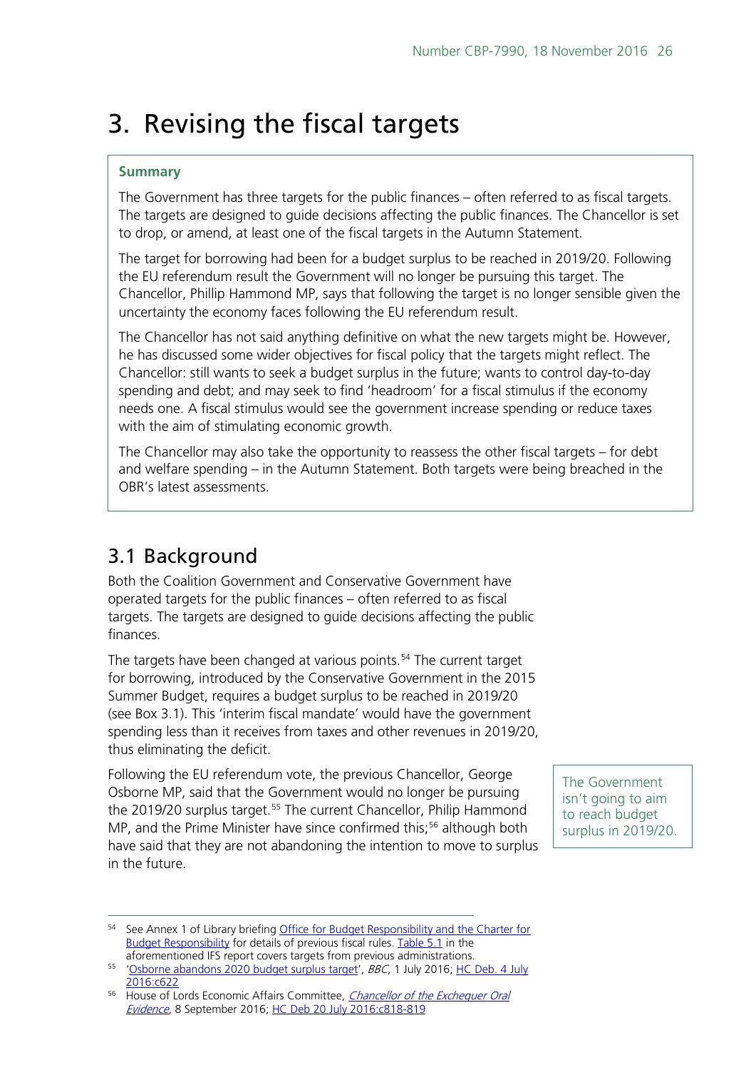# 3. Revising the fiscal targets

**Summary**

The Government has three targets for the public finances – often referred to as fiscal targets. The targets are designed to guide decisions affecting the public finances. The Chancellor is set to drop, or amend, at least one of the fiscal targets in the Autumn Statement.

The target for borrowing had been for a budget surplus to be reached in 2019/20. Following the EU referendum result the Government will no longer be pursuing this target. The Chancellor, Phillip Hammond MP, says that following the target is no longer sensible given the uncertainty the economy faces following the EU referendum result.

The Chancellor has not said anything definitive on what the new targets might be. However, he has discussed some wider objectives for fiscal policy that the targets might reflect. The Chancellor: still wants to seek a budget surplus in the future; wants to control day-to-day spending and debt; and may seek to find 'headroom' for a fiscal stimulus if the economy needs one. A fiscal stimulus would see the government increase spending or reduce taxes with the aim of stimulating economic growth.

The Chancellor may also take the opportunity to reassess the other fiscal targets – for debt and welfare spending – in the Autumn Statement. Both targets were being breached in the OBR's latest assessments.

## 3.1 Background

Both the Coalition Government and Conservative Government have operated targets for the public finances – often referred to as fiscal targets. The targets are designed to guide decisions affecting the public finances.

The targets have been changed at various points.[54] The current target for borrowing, introduced by the Conservative Government in the 2015 Summer Budget, requires a budget surplus to be reached in 2019/20 (see Box 3.1). This 'interim fiscal mandate' would have the government spending less than it receives from taxes and other revenues in 2019/20, thus eliminating the deficit.

Following the EU referendum vote, the previous Chancellor, George Osborne MP, said that the Government would no longer be pursuing the 2019/20 surplus target.[55] The current Chancellor, Philip Hammond MP, and the Prime Minister have since confirmed this;[56] although both have said that they are not abandoning the intention to move to surplus in the future.

The Government isn't going to aim to reach budget surplus in 2019/20.

---

[54] See Annex 1 of Library briefing Office for Budget Responsibility and the Charter for Budget Responsibility for details of previous fiscal rules. Table 5.1 in the aforementioned IFS report covers targets from previous administrations.

[55] 'Osborne abandons 2020 budget surplus target', *BBC*, 1 July 2016; HC Deb. 4 July 2016:c622

[56] House of Lords Economic Affairs Committee, *Chancellor of the Exchequer Oral Evidence*, 8 September 2016; HC Deb 20 July 2016:c818-819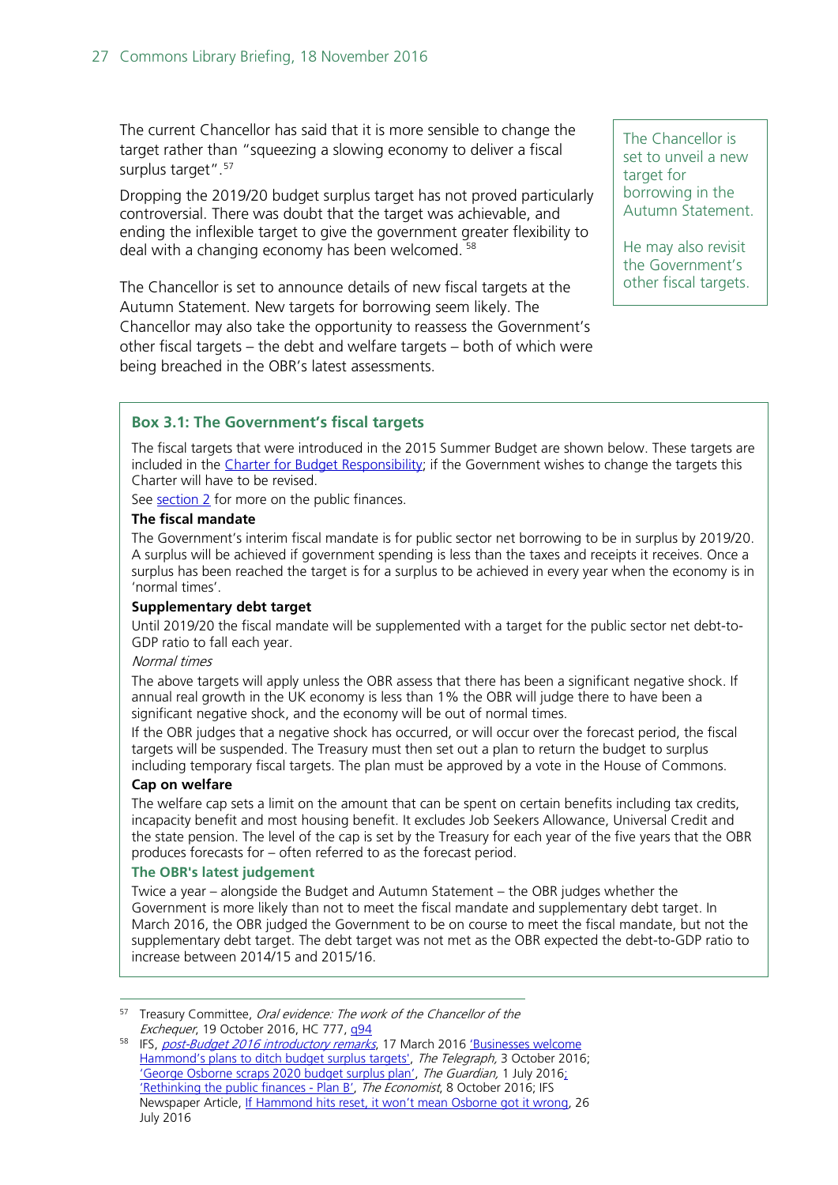The current Chancellor has said that it is more sensible to change the target rather than "squeezing a slowing economy to deliver a fiscal surplus target".[57]

Dropping the 2019/20 budget surplus target has not proved particularly controversial. There was doubt that the target was achievable, and ending the inflexible target to give the government greater flexibility to deal with a changing economy has been welcomed.[58]

The Chancellor is set to unveil a new target for borrowing in the Autumn Statement.

He may also revisit the Government's other fiscal targets.

The Chancellor is set to announce details of new fiscal targets at the Autumn Statement. New targets for borrowing seem likely. The Chancellor may also take the opportunity to reassess the Government's other fiscal targets – the debt and welfare targets – both of which were being breached in the OBR's latest assessments.

### Box 3.1: The Government's fiscal targets

The fiscal targets that were introduced in the 2015 Summer Budget are shown below. These targets are included in the Charter for Budget Responsibility; if the Government wishes to change the targets this Charter will have to be revised.

See section 2 for more on the public finances.

**The fiscal mandate**

The Government's interim fiscal mandate is for public sector net borrowing to be in surplus by 2019/20. A surplus will be achieved if government spending is less than the taxes and receipts it receives. Once a surplus has been reached the target is for a surplus to be achieved in every year when the economy is in 'normal times'.

**Supplementary debt target**

Until 2019/20 the fiscal mandate will be supplemented with a target for the public sector net debt-to-GDP ratio to fall each year.

*Normal times*

The above targets will apply unless the OBR assess that there has been a significant negative shock. If annual real growth in the UK economy is less than 1% the OBR will judge there to have been a significant negative shock, and the economy will be out of normal times.

If the OBR judges that a negative shock has occurred, or will occur over the forecast period, the fiscal targets will be suspended. The Treasury must then set out a plan to return the budget to surplus including temporary fiscal targets. The plan must be approved by a vote in the House of Commons.

**Cap on welfare**

The welfare cap sets a limit on the amount that can be spent on certain benefits including tax credits, incapacity benefit and most housing benefit. It excludes Job Seekers Allowance, Universal Credit and the state pension. The level of the cap is set by the Treasury for each year of the five years that the OBR produces forecasts for – often referred to as the forecast period.

**The OBR's latest judgement**

Twice a year – alongside the Budget and Autumn Statement – the OBR judges whether the Government is more likely than not to meet the fiscal mandate and supplementary debt target. In March 2016, the OBR judged the Government to be on course to meet the fiscal mandate, but not the supplementary debt target. The debt target was not met as the OBR expected the debt-to-GDP ratio to increase between 2014/15 and 2015/16.

---

[57] Treasury Committee, *Oral evidence: The work of the Chancellor of the Exchequer*, 19 October 2016, HC 777, q94

[58] IFS, *post-Budget 2016 introductory remarks*, 17 March 2016 'Businesses welcome Hammond's plans to ditch budget surplus targets', *The Telegraph*, 3 October 2016; 'George Osborne scraps 2020 budget surplus plan', *The Guardian*, 1 July 2016; 'Rethinking the public finances - Plan B', *The Economist*, 8 October 2016; IFS Newspaper Article, If Hammond hits reset, it won't mean Osborne got it wrong, 26 July 2016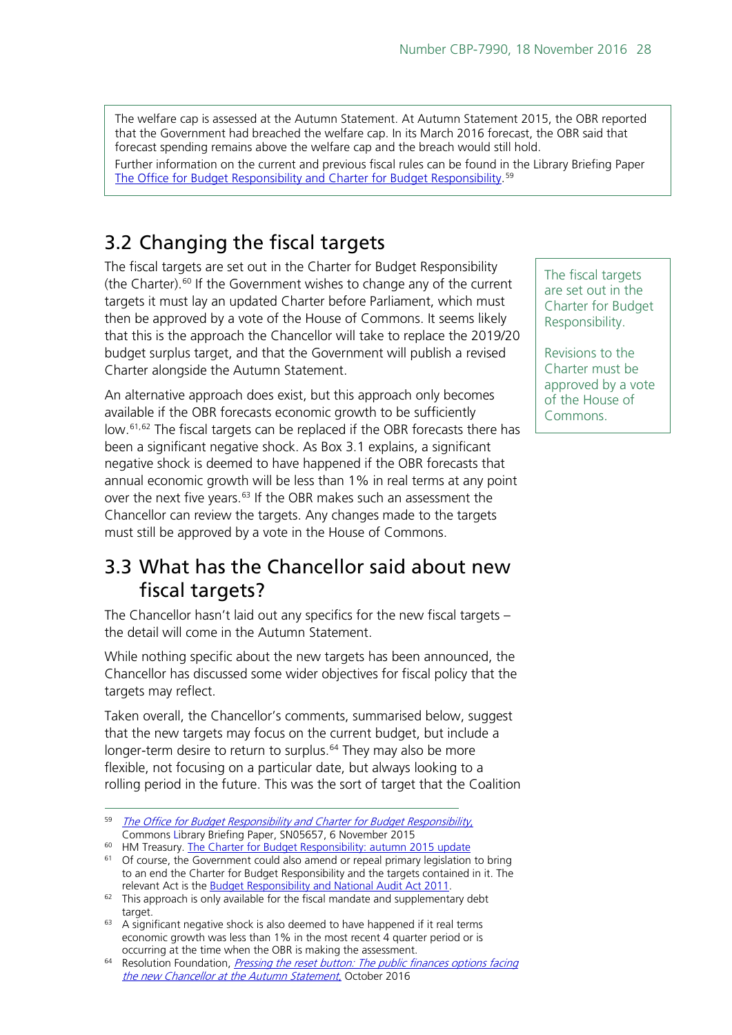The welfare cap is assessed at the Autumn Statement. At Autumn Statement 2015, the OBR reported that the Government had breached the welfare cap. In its March 2016 forecast, the OBR said that forecast spending remains above the welfare cap and the breach would still hold.

Further information on the current and previous fiscal rules can be found in the Library Briefing Paper The Office for Budget Responsibility and Charter for Budget Responsibility.[59]

## 3.2 Changing the fiscal targets

The fiscal targets are set out in the Charter for Budget Responsibility (the Charter).[60] If the Government wishes to change any of the current targets it must lay an updated Charter before Parliament, which must then be approved by a vote of the House of Commons. It seems likely that this is the approach the Chancellor will take to replace the 2019/20 budget surplus target, and that the Government will publish a revised Charter alongside the Autumn Statement.

The fiscal targets are set out in the Charter for Budget Responsibility.

Revisions to the Charter must be approved by a vote of the House of Commons.

An alternative approach does exist, but this approach only becomes available if the OBR forecasts economic growth to be sufficiently low.[61,62] The fiscal targets can be replaced if the OBR forecasts there has been a significant negative shock. As Box 3.1 explains, a significant negative shock is deemed to have happened if the OBR forecasts that annual economic growth will be less than 1% in real terms at any point over the next five years.[63] If the OBR makes such an assessment the Chancellor can review the targets. Any changes made to the targets must still be approved by a vote in the House of Commons.

## 3.3 What has the Chancellor said about new fiscal targets?

The Chancellor hasn't laid out any specifics for the new fiscal targets – the detail will come in the Autumn Statement.

While nothing specific about the new targets has been announced, the Chancellor has discussed some wider objectives for fiscal policy that the targets may reflect.

Taken overall, the Chancellor's comments, summarised below, suggest that the new targets may focus on the current budget, but include a longer-term desire to return to surplus.[64] They may also be more flexible, not focusing on a particular date, but always looking to a rolling period in the future. This was the sort of target that the Coalition

---

[59] *The Office for Budget Responsibility and Charter for Budget Responsibility*, Commons Library Briefing Paper, SN05657, 6 November 2015

[60] HM Treasury. The Charter for Budget Responsibility: autumn 2015 update

[61] Of course, the Government could also amend or repeal primary legislation to bring to an end the Charter for Budget Responsibility and the targets contained in it. The relevant Act is the Budget Responsibility and National Audit Act 2011.

[62] This approach is only available for the fiscal mandate and supplementary debt target.

[63] A significant negative shock is also deemed to have happened if it real terms economic growth was less than 1% in the most recent 4 quarter period or is occurring at the time when the OBR is making the assessment.

[64] Resolution Foundation, *Pressing the reset button: The public finances options facing the new Chancellor at the Autumn Statement*, October 2016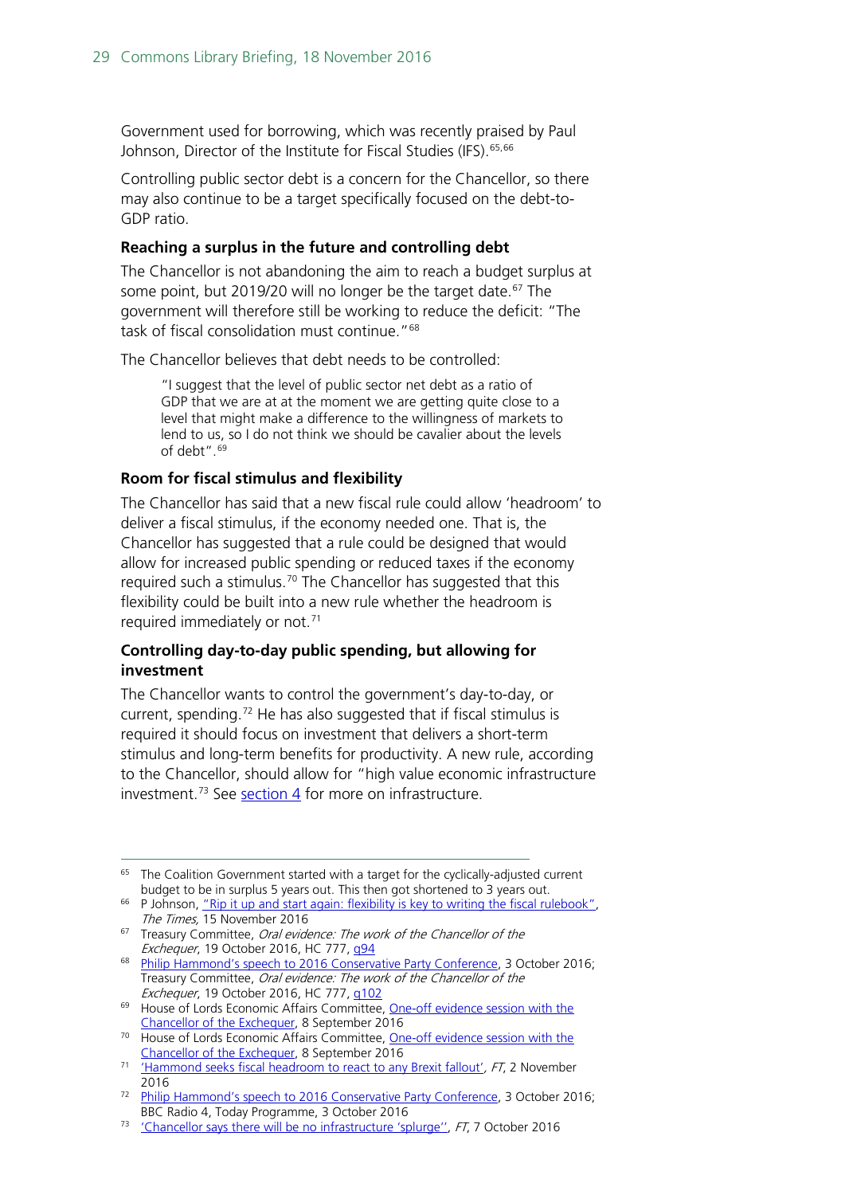Government used for borrowing, which was recently praised by Paul Johnson, Director of the Institute for Fiscal Studies (IFS).[65,66]

Controlling public sector debt is a concern for the Chancellor, so there may also continue to be a target specifically focused on the debt-to-GDP ratio.

**Reaching a surplus in the future and controlling debt**

The Chancellor is not abandoning the aim to reach a budget surplus at some point, but 2019/20 will no longer be the target date.[67] The government will therefore still be working to reduce the deficit: "The task of fiscal consolidation must continue."[68]

The Chancellor believes that debt needs to be controlled:

> "I suggest that the level of public sector net debt as a ratio of GDP that we are at at the moment we are getting quite close to a level that might make a difference to the willingness of markets to lend to us, so I do not think we should be cavalier about the levels of debt".[69]

**Room for fiscal stimulus and flexibility**

The Chancellor has said that a new fiscal rule could allow 'headroom' to deliver a fiscal stimulus, if the economy needed one. That is, the Chancellor has suggested that a rule could be designed that would allow for increased public spending or reduced taxes if the economy required such a stimulus.[70] The Chancellor has suggested that this flexibility could be built into a new rule whether the headroom is required immediately or not.[71]

**Controlling day-to-day public spending, but allowing for investment**

The Chancellor wants to control the government's day-to-day, or current, spending.[72] He has also suggested that if fiscal stimulus is required it should focus on investment that delivers a short-term stimulus and long-term benefits for productivity. A new rule, according to the Chancellor, should allow for "high value economic infrastructure investment.[73] See section 4 for more on infrastructure.

---

[65] The Coalition Government started with a target for the cyclically-adjusted current budget to be in surplus 5 years out. This then got shortened to 3 years out.

[66] P Johnson, "Rip it up and start again: flexibility is key to writing the fiscal rulebook", *The Times*, 15 November 2016

[67] Treasury Committee, *Oral evidence: The work of the Chancellor of the Exchequer*, 19 October 2016, HC 777, q94

[68] Philip Hammond's speech to 2016 Conservative Party Conference, 3 October 2016; Treasury Committee, *Oral evidence: The work of the Chancellor of the Exchequer*, 19 October 2016, HC 777, q102

[69] House of Lords Economic Affairs Committee, One-off evidence session with the Chancellor of the Exchequer, 8 September 2016

[70] House of Lords Economic Affairs Committee, One-off evidence session with the Chancellor of the Exchequer, 8 September 2016

[71] 'Hammond seeks fiscal headroom to react to any Brexit fallout', *FT*, 2 November 2016

[72] Philip Hammond's speech to 2016 Conservative Party Conference, 3 October 2016; BBC Radio 4, Today Programme, 3 October 2016

[73] 'Chancellor says there will be no infrastructure 'splurge'', *FT*, 7 October 2016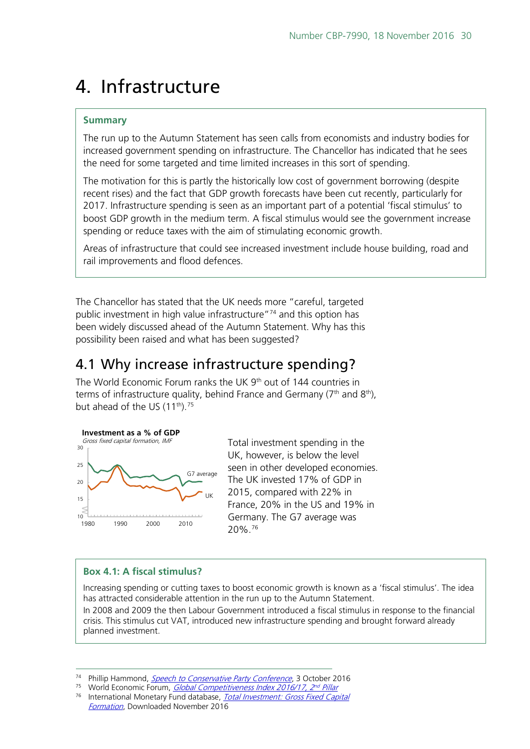// Chart on page is not a detected image; the chart title and source are included as text below.
# 4. Infrastructure

**Summary**

The run up to the Autumn Statement has seen calls from economists and industry bodies for increased government spending on infrastructure. The Chancellor has indicated that he sees the need for some targeted and time limited increases in this sort of spending.

The motivation for this is partly the historically low cost of government borrowing (despite recent rises) and the fact that GDP growth forecasts have been cut recently, particularly for 2017. Infrastructure spending is seen as an important part of a potential 'fiscal stimulus' to boost GDP growth in the medium term. A fiscal stimulus would see the government increase spending or reduce taxes with the aim of stimulating economic growth.

Areas of infrastructure that could see increased investment include house building, road and rail improvements and flood defences.

The Chancellor has stated that the UK needs more "careful, targeted public investment in high value infrastructure"[74] and this option has been widely discussed ahead of the Autumn Statement. Why has this possibility been raised and what has been suggested?

## 4.1 Why increase infrastructure spending?

The World Economic Forum ranks the UK 9th out of 144 countries in terms of infrastructure quality, behind France and Germany (7th and 8th), but ahead of the US (11th).[75]

**Investment as a % of GDP**
*Gross fixed capital formation, IMF*

Total investment spending in the UK, however, is below the level seen in other developed economies. The UK invested 17% of GDP in 2015, compared with 22% in France, 20% in the US and 19% in Germany. The G7 average was 20%.[76]

**Box 4.1: A fiscal stimulus?**

Increasing spending or cutting taxes to boost economic growth is known as a 'fiscal stimulus'. The idea has attracted considerable attention in the run up to the Autumn Statement.

In 2008 and 2009 the then Labour Government introduced a fiscal stimulus in response to the financial crisis. This stimulus cut VAT, introduced new infrastructure spending and brought forward already planned investment.

---

[74] Phillip Hammond, *Speech to Conservative Party Conference*, 3 October 2016

[75] World Economic Forum, *Global Competitiveness Index 2016/17, 2nd Pillar*

[76] International Monetary Fund database, *Total Investment: Gross Fixed Capital Formation*, Downloaded November 2016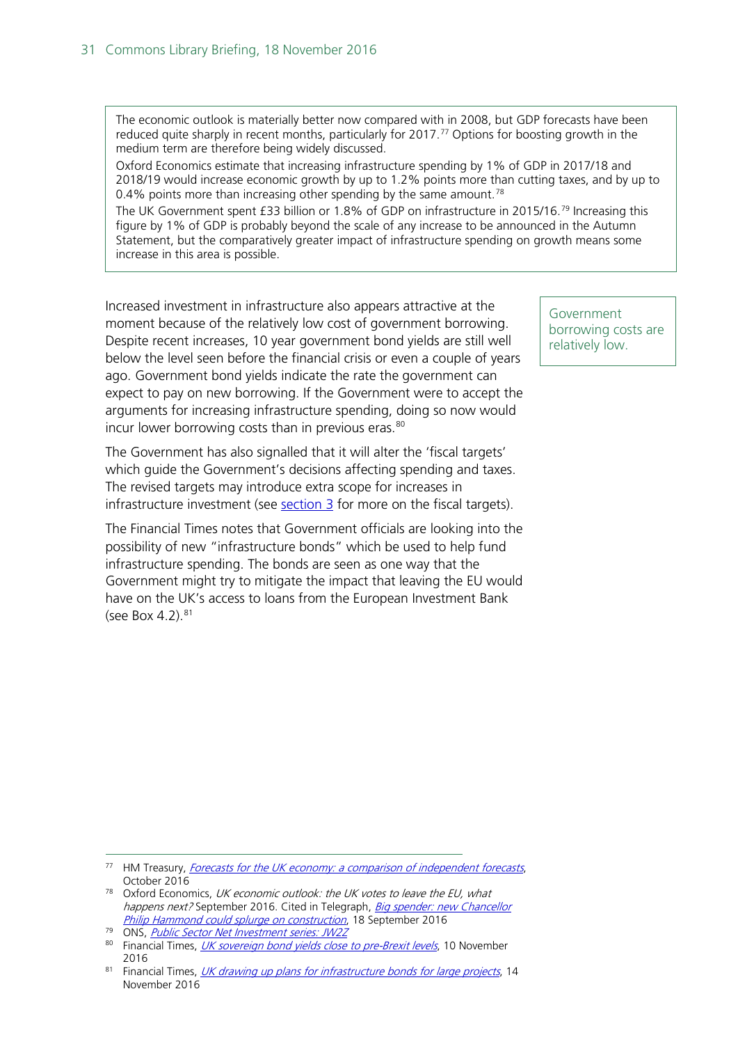> The economic outlook is materially better now compared with in 2008, but GDP forecasts have been reduced quite sharply in recent months, particularly for 2017.[77] Options for boosting growth in the medium term are therefore being widely discussed.
>
> Oxford Economics estimate that increasing infrastructure spending by 1% of GDP in 2017/18 and 2018/19 would increase economic growth by up to 1.2% points more than cutting taxes, and by up to 0.4% points more than increasing other spending by the same amount.[78]
>
> The UK Government spent £33 billion or 1.8% of GDP on infrastructure in 2015/16.[79] Increasing this figure by 1% of GDP is probably beyond the scale of any increase to be announced in the Autumn Statement, but the comparatively greater impact of infrastructure spending on growth means some increase in this area is possible.

Increased investment in infrastructure also appears attractive at the moment because of the relatively low cost of government borrowing. Despite recent increases, 10 year government bond yields are still well below the level seen before the financial crisis or even a couple of years ago. Government bond yields indicate the rate the government can expect to pay on new borrowing. If the Government were to accept the arguments for increasing infrastructure spending, doing so now would incur lower borrowing costs than in previous eras.[80]

Government borrowing costs are relatively low.

The Government has also signalled that it will alter the 'fiscal targets' which guide the Government's decisions affecting spending and taxes. The revised targets may introduce extra scope for increases in infrastructure investment (see section 3 for more on the fiscal targets).

The Financial Times notes that Government officials are looking into the possibility of new "infrastructure bonds" which be used to help fund infrastructure spending. The bonds are seen as one way that the Government might try to mitigate the impact that leaving the EU would have on the UK's access to loans from the European Investment Bank (see Box 4.2).[81]

---

[77] HM Treasury, *Forecasts for the UK economy: a comparison of independent forecasts*, October 2016

[78] Oxford Economics, *UK economic outlook: the UK votes to leave the EU, what happens next?* September 2016. Cited in Telegraph, *Big spender: new Chancellor Philip Hammond could splurge on construction*, 18 September 2016

[79] ONS, *Public Sector Net Investment series: JW2Z*

[80] Financial Times, *UK sovereign bond yields close to pre-Brexit levels*, 10 November 2016

[81] Financial Times, *UK drawing up plans for infrastructure bonds for large projects*, 14 November 2016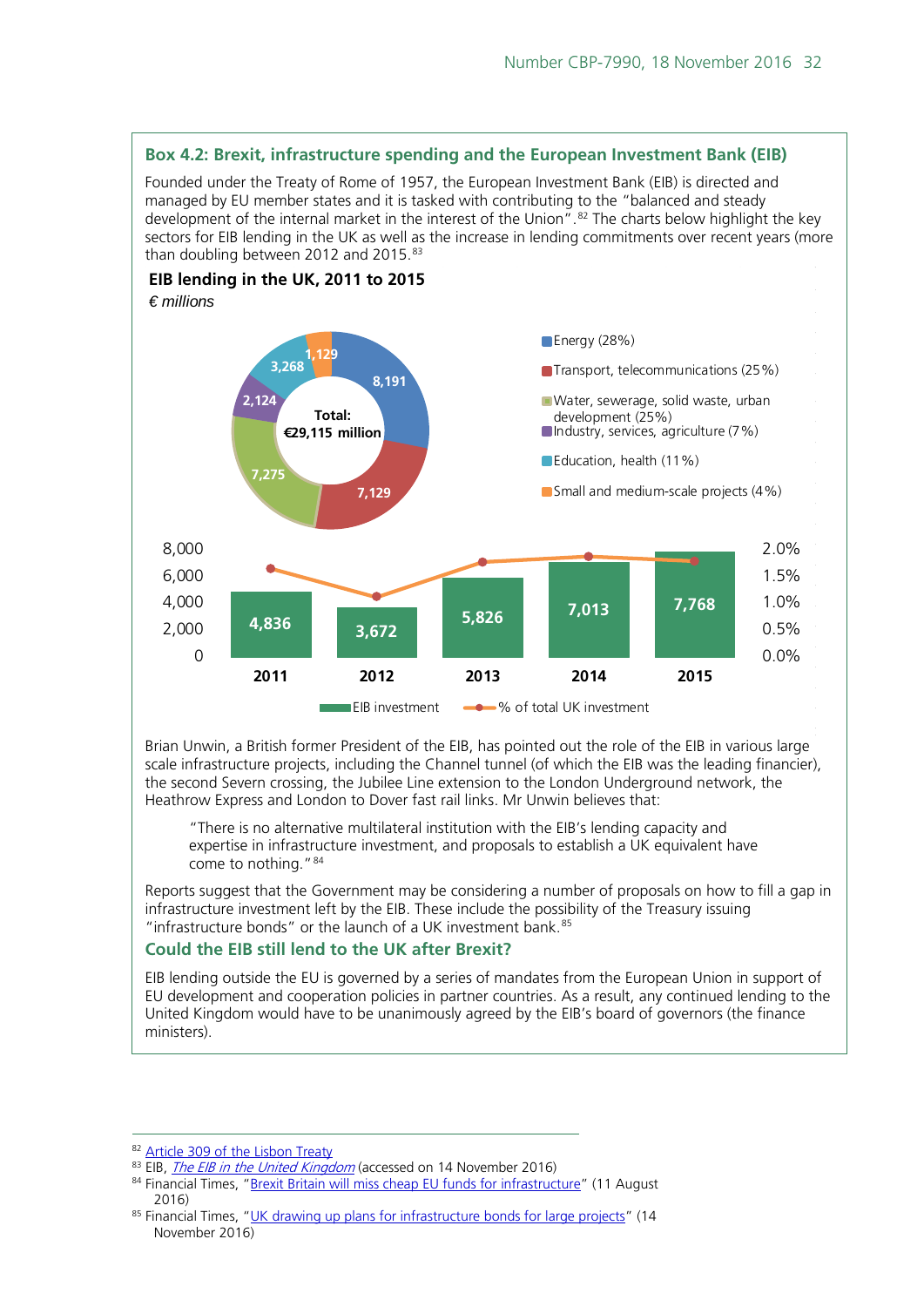### Box 4.2: Brexit, infrastructure spending and the European Investment Bank (EIB)

Founded under the Treaty of Rome of 1957, the European Investment Bank (EIB) is directed and managed by EU member states and it is tasked with contributing to the "balanced and steady development of the internal market in the interest of the Union".[82] The charts below highlight the key sectors for EIB lending in the UK as well as the increase in lending commitments over recent years (more than doubling between 2012 and 2015.[83]

**EIB lending in the UK, 2011 to 2015**

*€ millions*

Total: €29,115 million

| Sector | € millions |
|---|---|
| Energy (28%) | 8,191 |
| Transport, telecommunications (25%) | 7,129 |
| Water, sewerage, solid waste, urban development (25%) | 7,275 |
| Industry, services, agriculture (7%) | 2,124 |
| Education, health (11%) | 3,268 |
| Small and medium-scale projects (4%) | 1,129 |

| Year | EIB investment |
|---|---|
| 2011 | 4,836 |
| 2012 | 3,672 |
| 2013 | 5,826 |
| 2014 | 7,013 |
| 2015 | 7,768 |

EIB investment — % of total UK investment

Brian Unwin, a British former President of the EIB, has pointed out the role of the EIB in various large scale infrastructure projects, including the Channel tunnel (of which the EIB was the leading financier), the second Severn crossing, the Jubilee Line extension to the London Underground network, the Heathrow Express and London to Dover fast rail links. Mr Unwin believes that:

> "There is no alternative multilateral institution with the EIB's lending capacity and expertise in infrastructure investment, and proposals to establish a UK equivalent have come to nothing."[84]

Reports suggest that the Government may be considering a number of proposals on how to fill a gap in infrastructure investment left by the EIB. These include the possibility of the Treasury issuing "infrastructure bonds" or the launch of a UK investment bank.[85]

#### Could the EIB still lend to the UK after Brexit?

EIB lending outside the EU is governed by a series of mandates from the European Union in support of EU development and cooperation policies in partner countries. As a result, any continued lending to the United Kingdom would have to be unanimously agreed by the EIB's board of governors (the finance ministers).

---

[82] Article 309 of the Lisbon Treaty

[83] EIB, *The EIB in the United Kingdom* (accessed on 14 November 2016)

[84] Financial Times, "Brexit Britain will miss cheap EU funds for infrastructure" (11 August 2016)

[85] Financial Times, "UK drawing up plans for infrastructure bonds for large projects" (14 November 2016)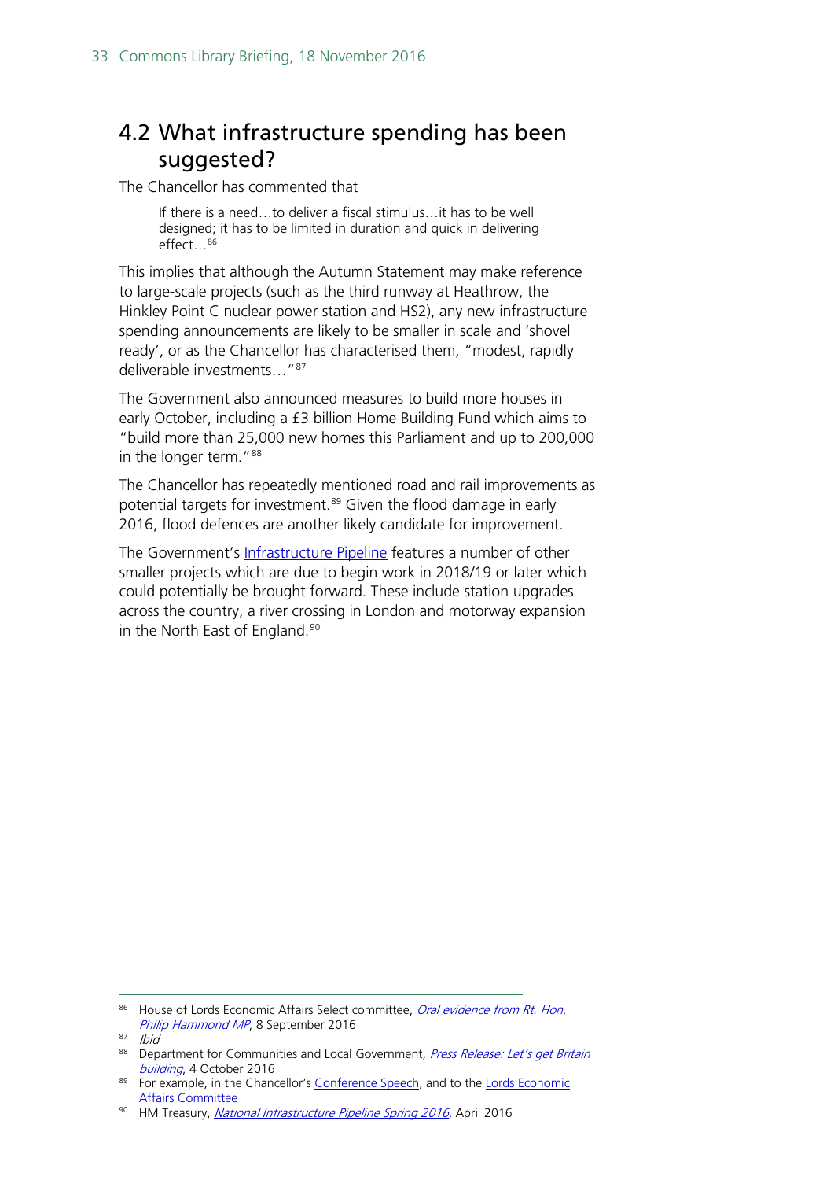## 4.2 What infrastructure spending has been suggested?

The Chancellor has commented that

> If there is a need…to deliver a fiscal stimulus…it has to be well designed; it has to be limited in duration and quick in delivering effect…[86]

This implies that although the Autumn Statement may make reference to large-scale projects (such as the third runway at Heathrow, the Hinkley Point C nuclear power station and HS2), any new infrastructure spending announcements are likely to be smaller in scale and 'shovel ready', or as the Chancellor has characterised them, "modest, rapidly deliverable investments…"[87]

The Government also announced measures to build more houses in early October, including a £3 billion Home Building Fund which aims to "build more than 25,000 new homes this Parliament and up to 200,000 in the longer term."[88]

The Chancellor has repeatedly mentioned road and rail improvements as potential targets for investment.[89] Given the flood damage in early 2016, flood defences are another likely candidate for improvement.

The Government's Infrastructure Pipeline features a number of other smaller projects which are due to begin work in 2018/19 or later which could potentially be brought forward. These include station upgrades across the country, a river crossing in London and motorway expansion in the North East of England.[90]

---

[86] House of Lords Economic Affairs Select committee, *Oral evidence from Rt. Hon. Philip Hammond MP*, 8 September 2016

[87] *Ibid*

[88] Department for Communities and Local Government, *Press Release: Let's get Britain building*, 4 October 2016

[89] For example, in the Chancellor's Conference Speech, and to the Lords Economic Affairs Committee

[90] HM Treasury, *National Infrastructure Pipeline Spring 2016*, April 2016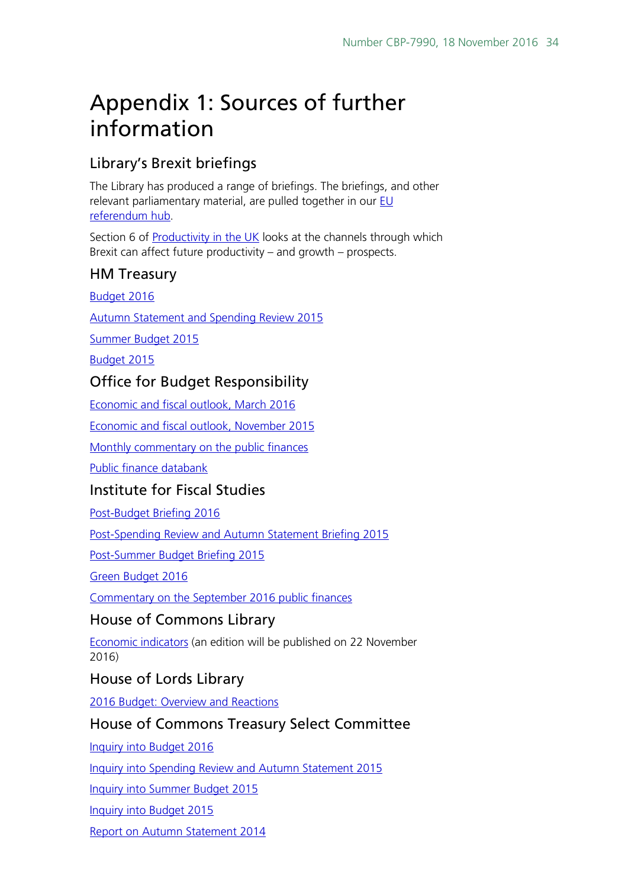# Appendix 1: Sources of further information

## Library's Brexit briefings

The Library has produced a range of briefings. The briefings, and other relevant parliamentary material, are pulled together in our EU referendum hub.

Section 6 of Productivity in the UK looks at the channels through which Brexit can affect future productivity – and growth – prospects.

## HM Treasury

Budget 2016

Autumn Statement and Spending Review 2015

Summer Budget 2015

Budget 2015

## Office for Budget Responsibility

Economic and fiscal outlook, March 2016

Economic and fiscal outlook, November 2015

Monthly commentary on the public finances

Public finance databank

## Institute for Fiscal Studies

Post-Budget Briefing 2016

Post-Spending Review and Autumn Statement Briefing 2015

Post-Summer Budget Briefing 2015

Green Budget 2016

Commentary on the September 2016 public finances

## House of Commons Library

Economic indicators (an edition will be published on 22 November 2016)

## House of Lords Library

2016 Budget: Overview and Reactions

## House of Commons Treasury Select Committee

Inquiry into Budget 2016

Inquiry into Spending Review and Autumn Statement 2015

Inquiry into Summer Budget 2015

Inquiry into Budget 2015

Report on Autumn Statement 2014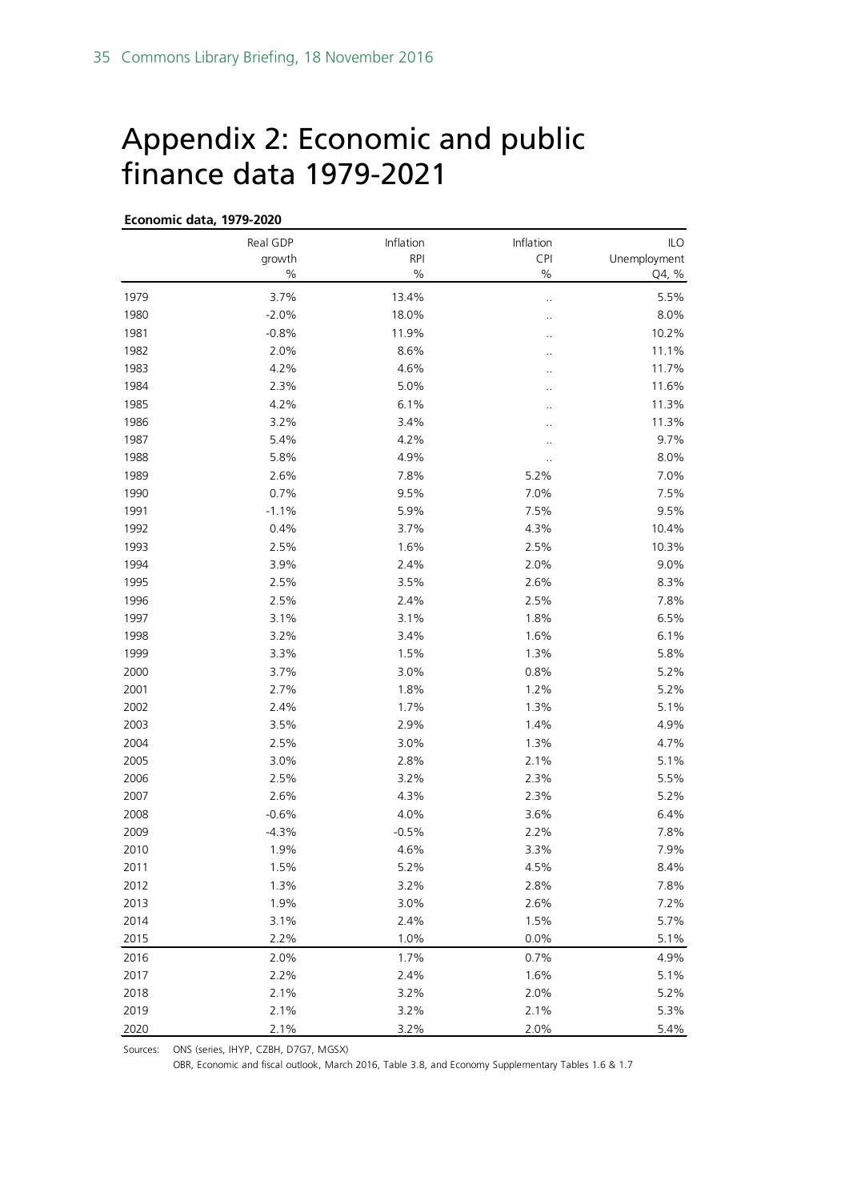# Appendix 2: Economic and public finance data 1979-2021

**Economic data, 1979-2020**

| | Real GDP growth % | Inflation RPI % | Inflation CPI % | ILO Unemployment Q4, % |
|---|---|---|---|---|
| 1979 | 3.7% | 13.4% | .. | 5.5% |
| 1980 | -2.0% | 18.0% | .. | 8.0% |
| 1981 | -0.8% | 11.9% | .. | 10.2% |
| 1982 | 2.0% | 8.6% | .. | 11.1% |
| 1983 | 4.2% | 4.6% | .. | 11.7% |
| 1984 | 2.3% | 5.0% | .. | 11.6% |
| 1985 | 4.2% | 6.1% | .. | 11.3% |
| 1986 | 3.2% | 3.4% | .. | 11.3% |
| 1987 | 5.4% | 4.2% | .. | 9.7% |
| 1988 | 5.8% | 4.9% | .. | 8.0% |
| 1989 | 2.6% | 7.8% | 5.2% | 7.0% |
| 1990 | 0.7% | 9.5% | 7.0% | 7.5% |
| 1991 | -1.1% | 5.9% | 7.5% | 9.5% |
| 1992 | 0.4% | 3.7% | 4.3% | 10.4% |
| 1993 | 2.5% | 1.6% | 2.5% | 10.3% |
| 1994 | 3.9% | 2.4% | 2.0% | 9.0% |
| 1995 | 2.5% | 3.5% | 2.6% | 8.3% |
| 1996 | 2.5% | 2.4% | 2.5% | 7.8% |
| 1997 | 3.1% | 3.1% | 1.8% | 6.5% |
| 1998 | 3.2% | 3.4% | 1.6% | 6.1% |
| 1999 | 3.3% | 1.5% | 1.3% | 5.8% |
| 2000 | 3.7% | 3.0% | 0.8% | 5.2% |
| 2001 | 2.7% | 1.8% | 1.2% | 5.2% |
| 2002 | 2.4% | 1.7% | 1.3% | 5.1% |
| 2003 | 3.5% | 2.9% | 1.4% | 4.9% |
| 2004 | 2.5% | 3.0% | 1.3% | 4.7% |
| 2005 | 3.0% | 2.8% | 2.1% | 5.1% |
| 2006 | 2.5% | 3.2% | 2.3% | 5.5% |
| 2007 | 2.6% | 4.3% | 2.3% | 5.2% |
| 2008 | -0.6% | 4.0% | 3.6% | 6.4% |
| 2009 | -4.3% | -0.5% | 2.2% | 7.8% |
| 2010 | 1.9% | 4.6% | 3.3% | 7.9% |
| 2011 | 1.5% | 5.2% | 4.5% | 8.4% |
| 2012 | 1.3% | 3.2% | 2.8% | 7.8% |
| 2013 | 1.9% | 3.0% | 2.6% | 7.2% |
| 2014 | 3.1% | 2.4% | 1.5% | 5.7% |
| 2015 | 2.2% | 1.0% | 0.0% | 5.1% |
| 2016 | 2.0% | 1.7% | 0.7% | 4.9% |
| 2017 | 2.2% | 2.4% | 1.6% | 5.1% |
| 2018 | 2.1% | 3.2% | 2.0% | 5.2% |
| 2019 | 2.1% | 3.2% | 2.1% | 5.3% |
| 2020 | 2.1% | 3.2% | 2.0% | 5.4% |

Sources: ONS (series, IHYP, CZBH, D7G7, MGSX)
OBR, Economic and fiscal outlook, March 2016, Table 3.8, and Economy Supplementary Tables 1.6 & 1.7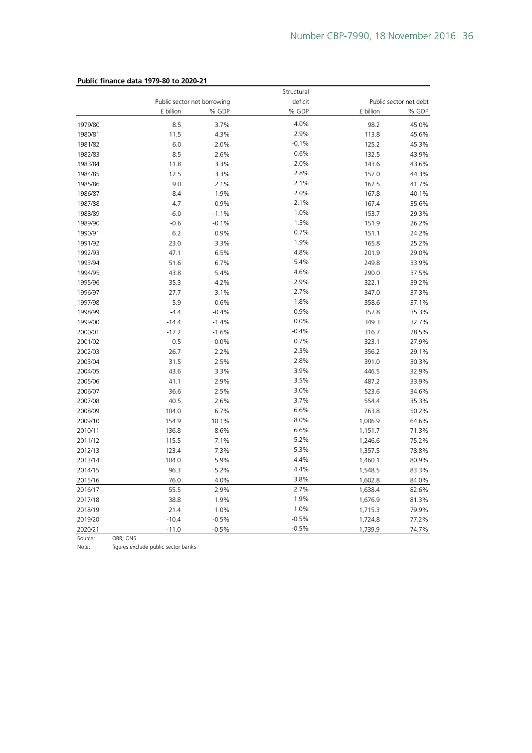**Public finance data 1979-80 to 2020-21**

| | Public sector net borrowing | | Structural deficit | Public sector net debt | |
|---|---|---|---|---|---|
| | £ billion | % GDP | % GDP | £ billion | % GDP |
| 1979/80 | 8.5 | 3.7% | 4.0% | 98.2 | 45.0% |
| 1980/81 | 11.5 | 4.3% | 2.9% | 113.8 | 45.6% |
| 1981/82 | 6.0 | 2.0% | -0.1% | 125.2 | 45.3% |
| 1982/83 | 8.5 | 2.6% | 0.6% | 132.5 | 43.9% |
| 1983/84 | 11.8 | 3.3% | 2.0% | 143.6 | 43.6% |
| 1984/85 | 12.5 | 3.3% | 2.8% | 157.0 | 44.3% |
| 1985/86 | 9.0 | 2.1% | 2.1% | 162.5 | 41.7% |
| 1986/87 | 8.4 | 1.9% | 2.0% | 167.8 | 40.1% |
| 1987/88 | 4.7 | 0.9% | 2.1% | 167.4 | 35.6% |
| 1988/89 | -6.0 | -1.1% | 1.0% | 153.7 | 29.3% |
| 1989/90 | -0.6 | -0.1% | 1.3% | 151.9 | 26.2% |
| 1990/91 | 6.2 | 0.9% | 0.7% | 151.1 | 24.2% |
| 1991/92 | 23.0 | 3.3% | 1.9% | 165.8 | 25.2% |
| 1992/93 | 47.1 | 6.5% | 4.8% | 201.9 | 29.0% |
| 1993/94 | 51.6 | 6.7% | 5.4% | 249.8 | 33.9% |
| 1994/95 | 43.8 | 5.4% | 4.6% | 290.0 | 37.5% |
| 1995/96 | 35.3 | 4.2% | 2.9% | 322.1 | 39.2% |
| 1996/97 | 27.7 | 3.1% | 2.7% | 347.0 | 37.3% |
| 1997/98 | 5.9 | 0.6% | 1.8% | 358.6 | 37.1% |
| 1998/99 | -4.4 | -0.4% | 0.9% | 357.8 | 35.3% |
| 1999/00 | -14.4 | -1.4% | 0.0% | 349.3 | 32.7% |
| 2000/01 | -17.2 | -1.6% | -0.4% | 316.7 | 28.5% |
| 2001/02 | 0.5 | 0.0% | 0.7% | 323.1 | 27.9% |
| 2002/03 | 26.7 | 2.2% | 2.3% | 356.2 | 29.1% |
| 2003/04 | 31.5 | 2.5% | 2.8% | 391.0 | 30.3% |
| 2004/05 | 43.6 | 3.3% | 3.9% | 446.5 | 32.9% |
| 2005/06 | 41.1 | 2.9% | 3.5% | 487.2 | 33.9% |
| 2006/07 | 36.6 | 2.5% | 3.0% | 523.6 | 34.6% |
| 2007/08 | 40.5 | 2.6% | 3.7% | 554.4 | 35.3% |
| 2008/09 | 104.0 | 6.7% | 6.6% | 763.8 | 50.2% |
| 2009/10 | 154.9 | 10.1% | 8.0% | 1,006.9 | 64.6% |
| 2010/11 | 136.8 | 8.6% | 6.6% | 1,151.7 | 71.3% |
| 2011/12 | 115.5 | 7.1% | 5.2% | 1,246.6 | 75.2% |
| 2012/13 | 123.4 | 7.3% | 5.3% | 1,357.5 | 78.8% |
| 2013/14 | 104.0 | 5.9% | 4.4% | 1,460.1 | 80.9% |
| 2014/15 | 96.3 | 5.2% | 4.4% | 1,548.5 | 83.3% |
| 2015/16 | 76.0 | 4.0% | 3.8% | 1,602.8 | 84.0% |
| 2016/17 | 55.5 | 2.9% | 2.7% | 1,638.4 | 82.6% |
| 2017/18 | 38.8 | 1.9% | 1.9% | 1,676.9 | 81.3% |
| 2018/19 | 21.4 | 1.0% | 1.0% | 1,715.3 | 79.9% |
| 2019/20 | -10.4 | -0.5% | -0.5% | 1,724.8 | 77.2% |
| 2020/21 | -11.0 | -0.5% | -0.5% | 1,739.9 | 74.7% |

Source: OBR, ONS

Note: figures exclude public sector banks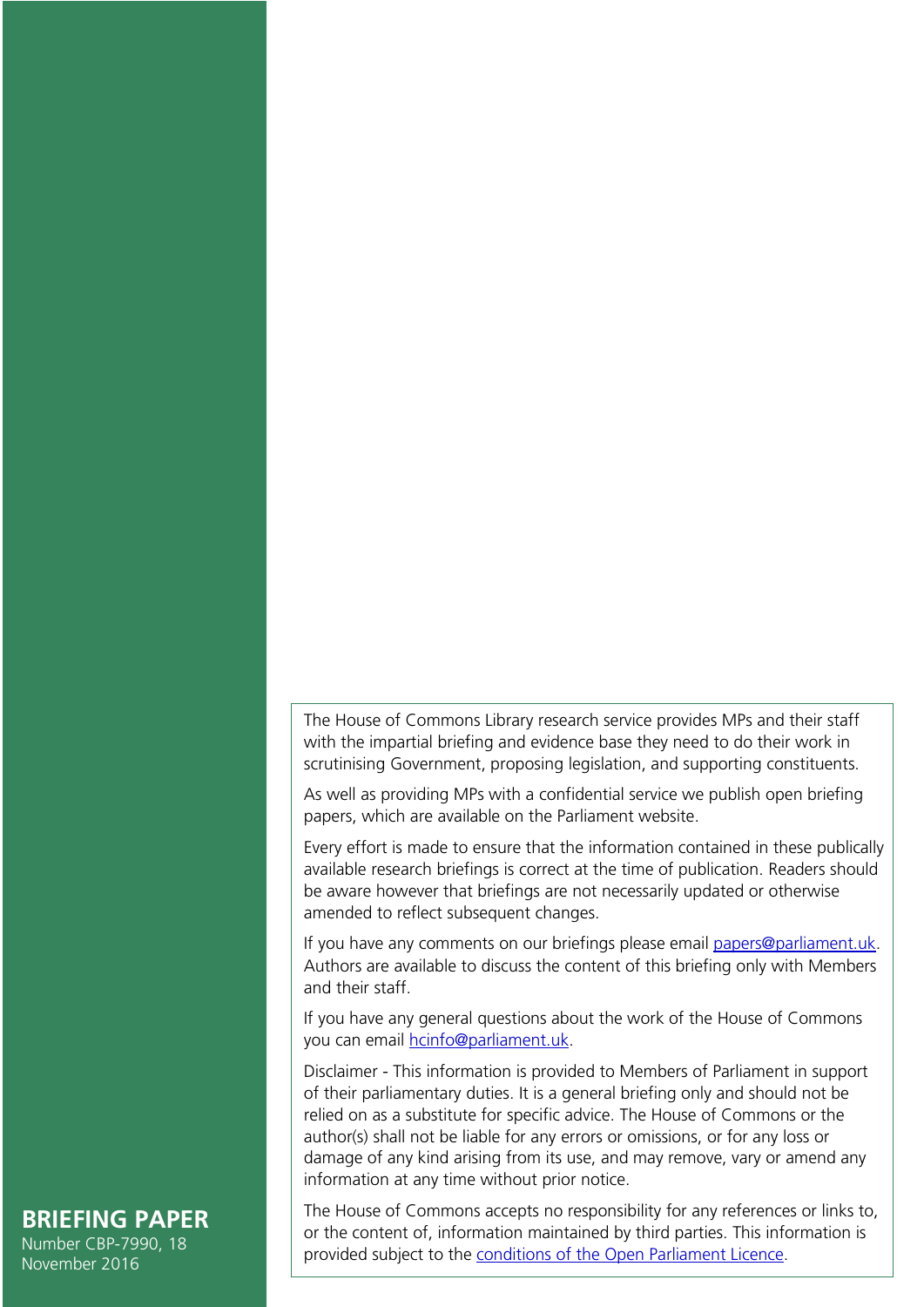The House of Commons Library research service provides MPs and their staff with the impartial briefing and evidence base they need to do their work in scrutinising Government, proposing legislation, and supporting constituents.

As well as providing MPs with a confidential service we publish open briefing papers, which are available on the Parliament website.

Every effort is made to ensure that the information contained in these publically available research briefings is correct at the time of publication. Readers should be aware however that briefings are not necessarily updated or otherwise amended to reflect subsequent changes.

If you have any comments on our briefings please email papers@parliament.uk. Authors are available to discuss the content of this briefing only with Members and their staff.

If you have any general questions about the work of the House of Commons you can email hcinfo@parliament.uk.

Disclaimer - This information is provided to Members of Parliament in support of their parliamentary duties. It is a general briefing only and should not be relied on as a substitute for specific advice. The House of Commons or the author(s) shall not be liable for any errors or omissions, or for any loss or damage of any kind arising from its use, and may remove, vary or amend any information at any time without prior notice.

The House of Commons accepts no responsibility for any references or links to, or the content of, information maintained by third parties. This information is provided subject to the conditions of the Open Parliament Licence.

**BRIEFING PAPER**

Number CBP-7990, 18 November 2016